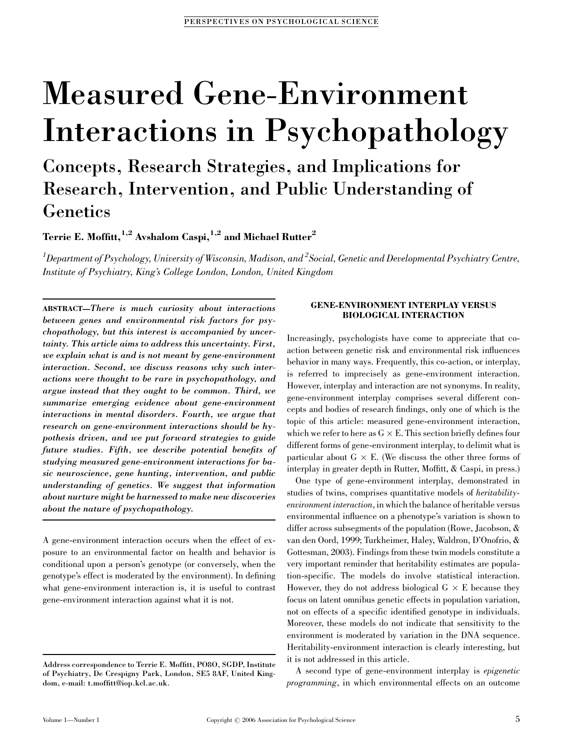# Measured Gene-Environment Interactions in Psychopathology

## Concepts, Research Strategies, and Implications for Research, Intervention, and Public Understanding of Genetics

**Terrie E. Moffitt,[1,2] Avshalom Caspi,[1,2] and Michael Rutter[2]**

*[1]Department of Psychology, University of Wisconsin, Madison, and [2]Social, Genetic and Developmental Psychiatry Centre, Institute of Psychiatry, King's College London, London, United Kingdom*

**ABSTRACT**—*There is much curiosity about interactions between genes and environmental risk factors for psychopathology, but this interest is accompanied by uncertainty. This article aims to address this uncertainty. First, we explain what is and is not meant by gene-environment interaction. Second, we discuss reasons why such interactions were thought to be rare in psychopathology, and argue instead that they ought to be common. Third, we summarize emerging evidence about gene-environment interactions in mental disorders. Fourth, we argue that research on gene-environment interactions should be hypothesis driven, and we put forward strategies to guide future studies. Fifth, we describe potential benefits of studying measured gene-environment interactions for basic neuroscience, gene hunting, intervention, and public understanding of genetics. We suggest that information about nurture might be harnessed to make new discoveries about the nature of psychopathology.*

A gene-environment interaction occurs when the effect of exposure to an environmental factor on health and behavior is conditional upon a person's genotype (or conversely, when the genotype's effect is moderated by the environment). In defining what gene-environment interaction is, it is useful to contrast gene-environment interaction against what it is not.

**Address correspondence to Terrie E. Moffitt, PO8O, SGDP, Institute of Psychiatry, De Crespigny Park, London, SE5 8AF, United Kingdom, e-mail: t.moffitt@iop.kcl.ac.uk.**

## GENE-ENVIRONMENT INTERPLAY VERSUS BIOLOGICAL INTERACTION

Increasingly, psychologists have come to appreciate that co-action between genetic risk and environmental risk influences behavior in many ways. Frequently, this co-action, or interplay, is referred to imprecisely as gene-environment interaction. However, interplay and interaction are not synonyms. In reality, gene-environment interplay comprises several different concepts and bodies of research findings, only one of which is the topic of this article: measured gene-environment interaction, which we refer to here as G $\times$ E. This section briefly defines four different forms of gene-environment interplay, to delimit what is particular about G $\times$ E. (We discuss the other three forms of interplay in greater depth in Rutter, Moffitt, & Caspi, in press.)

One type of gene-environment interplay, demonstrated in studies of twins, comprises quantitative models of *heritability-environment interaction*, in which the balance of heritable versus environmental influence on a phenotype's variation is shown to differ across subsegments of the population (Rowe, Jacobson, & van den Oord, 1999; Turkheimer, Haley, Waldron, D'Onofrio, & Gottesman, 2003). Findings from these twin models constitute a very important reminder that heritability estimates are population-specific. The models do involve statistical interaction. However, they do not address biological G $\times$ E because they focus on latent omnibus genetic effects in population variation, not on effects of a specific identified genotype in individuals. Moreover, these models do not indicate that sensitivity to the environment is moderated by variation in the DNA sequence. Heritability-environment interaction is clearly interesting, but it is not addressed in this article.

A second type of gene-environment interplay is *epigenetic programming*, in which environmental effects on an outcome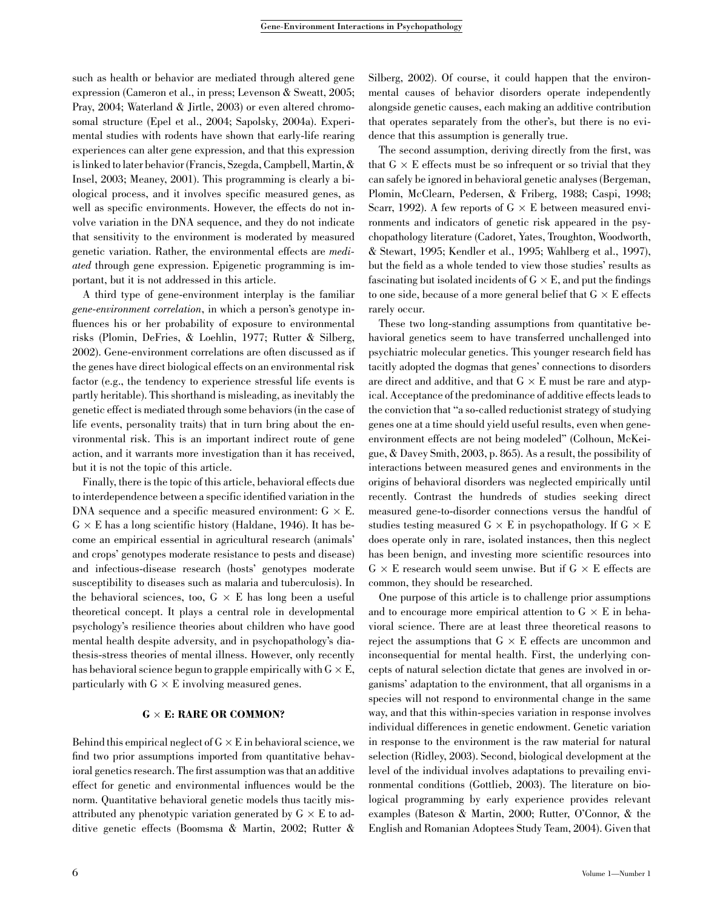such as health or behavior are mediated through altered gene expression (Cameron et al., in press; Levenson & Sweatt, 2005; Pray, 2004; Waterland & Jirtle, 2003) or even altered chromosomal structure (Epel et al., 2004; Sapolsky, 2004a). Experimental studies with rodents have shown that early-life rearing experiences can alter gene expression, and that this expression is linked to later behavior (Francis, Szegda, Campbell, Martin, & Insel, 2003; Meaney, 2001). This programming is clearly a biological process, and it involves specific measured genes, as well as specific environments. However, the effects do not involve variation in the DNA sequence, and they do not indicate that sensitivity to the environment is moderated by measured genetic variation. Rather, the environmental effects are *mediated* through gene expression. Epigenetic programming is important, but it is not addressed in this article.

A third type of gene-environment interplay is the familiar *gene-environment correlation*, in which a person's genotype influences his or her probability of exposure to environmental risks (Plomin, DeFries, & Loehlin, 1977; Rutter & Silberg, 2002). Gene-environment correlations are often discussed as if the genes have direct biological effects on an environmental risk factor (e.g., the tendency to experience stressful life events is partly heritable). This shorthand is misleading, as inevitably the genetic effect is mediated through some behaviors (in the case of life events, personality traits) that in turn bring about the environmental risk. This is an important indirect route of gene action, and it warrants more investigation than it has received, but it is not the topic of this article.

Finally, there is the topic of this article, behavioral effects due to interdependence between a specific identified variation in the DNA sequence and a specific measured environment: G × E. G × E has a long scientific history (Haldane, 1946). It has become an empirical essential in agricultural research (animals' and crops' genotypes moderate resistance to pests and disease) and infectious-disease research (hosts' genotypes moderate susceptibility to diseases such as malaria and tuberculosis). In the behavioral sciences, too, G × E has long been a useful theoretical concept. It plays a central role in developmental psychology's resilience theories about children who have good mental health despite adversity, and in psychopathology's diathesis-stress theories of mental illness. However, only recently has behavioral science begun to grapple empirically with G × E, particularly with G × E involving measured genes.

## G × E: RARE OR COMMON?

Behind this empirical neglect of G × E in behavioral science, we find two prior assumptions imported from quantitative behavioral genetics research. The first assumption was that an additive effect for genetic and environmental influences would be the norm. Quantitative behavioral genetic models thus tacitly misattributed any phenotypic variation generated by G × E to additive genetic effects (Boomsma & Martin, 2002; Rutter & Silberg, 2002). Of course, it could happen that the environmental causes of behavior disorders operate independently alongside genetic causes, each making an additive contribution that operates separately from the other's, but there is no evidence that this assumption is generally true.

The second assumption, deriving directly from the first, was that G × E effects must be so infrequent or so trivial that they can safely be ignored in behavioral genetic analyses (Bergeman, Plomin, McClearn, Pedersen, & Friberg, 1988; Caspi, 1998; Scarr, 1992). A few reports of G × E between measured environments and indicators of genetic risk appeared in the psychopathology literature (Cadoret, Yates, Troughton, Woodworth, & Stewart, 1995; Kendler et al., 1995; Wahlberg et al., 1997), but the field as a whole tended to view those studies' results as fascinating but isolated incidents of G × E, and put the findings to one side, because of a more general belief that G × E effects rarely occur.

These two long-standing assumptions from quantitative behavioral genetics seem to have transferred unchallenged into psychiatric molecular genetics. This younger research field has tacitly adopted the dogmas that genes' connections to disorders are direct and additive, and that G × E must be rare and atypical. Acceptance of the predominance of additive effects leads to the conviction that "a so-called reductionist strategy of studying genes one at a time should yield useful results, even when gene-environment effects are not being modeled" (Colhoun, McKeigue, & Davey Smith, 2003, p. 865). As a result, the possibility of interactions between measured genes and environments in the origins of behavioral disorders was neglected empirically until recently. Contrast the hundreds of studies seeking direct measured gene-to-disorder connections versus the handful of studies testing measured G × E in psychopathology. If G × E does operate only in rare, isolated instances, then this neglect has been benign, and investing more scientific resources into G × E research would seem unwise. But if G × E effects are common, they should be researched.

One purpose of this article is to challenge prior assumptions and to encourage more empirical attention to G × E in behavioral science. There are at least three theoretical reasons to reject the assumptions that G × E effects are uncommon and inconsequential for mental health. First, the underlying concepts of natural selection dictate that genes are involved in organisms' adaptation to the environment, that all organisms in a species will not respond to environmental change in the same way, and that this within-species variation in response involves individual differences in genetic endowment. Genetic variation in response to the environment is the raw material for natural selection (Ridley, 2003). Second, biological development at the level of the individual involves adaptations to prevailing environmental conditions (Gottlieb, 2003). The literature on biological programming by early experience provides relevant examples (Bateson & Martin, 2000; Rutter, O'Connor, & the English and Romanian Adoptees Study Team, 2004). Given that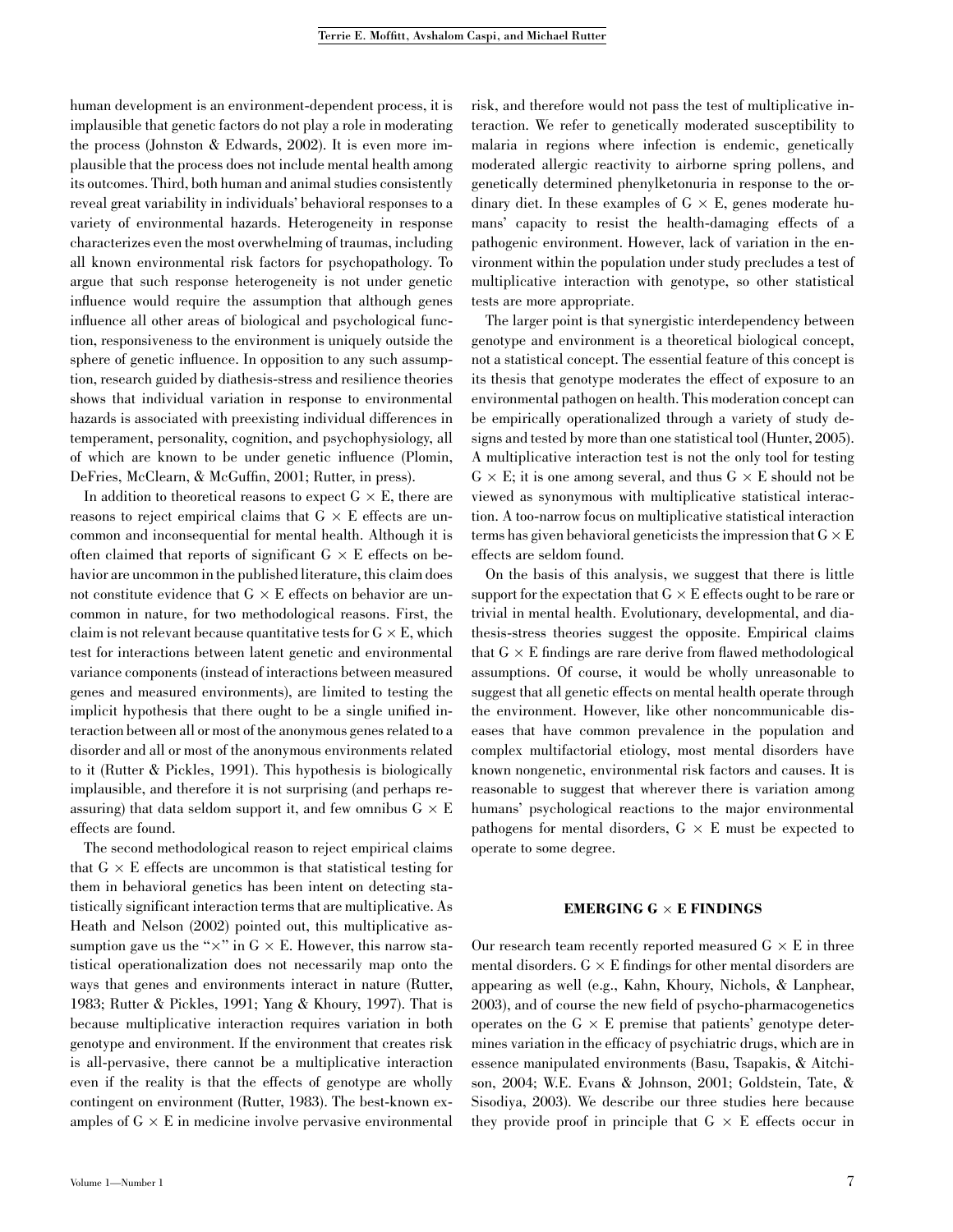human development is an environment-dependent process, it is implausible that genetic factors do not play a role in moderating the process (Johnston & Edwards, 2002). It is even more implausible that the process does not include mental health among its outcomes. Third, both human and animal studies consistently reveal great variability in individuals' behavioral responses to a variety of environmental hazards. Heterogeneity in response characterizes even the most overwhelming of traumas, including all known environmental risk factors for psychopathology. To argue that such response heterogeneity is not under genetic influence would require the assumption that although genes influence all other areas of biological and psychological function, responsiveness to the environment is uniquely outside the sphere of genetic influence. In opposition to any such assumption, research guided by diathesis-stress and resilience theories shows that individual variation in response to environmental hazards is associated with preexisting individual differences in temperament, personality, cognition, and psychophysiology, all of which are known to be under genetic influence (Plomin, DeFries, McClearn, & McGuffin, 2001; Rutter, in press).

In addition to theoretical reasons to expect G × E, there are reasons to reject empirical claims that G × E effects are uncommon and inconsequential for mental health. Although it is often claimed that reports of significant G × E effects on behavior are uncommon in the published literature, this claim does not constitute evidence that G × E effects on behavior are uncommon in nature, for two methodological reasons. First, the claim is not relevant because quantitative tests for G × E, which test for interactions between latent genetic and environmental variance components (instead of interactions between measured genes and measured environments), are limited to testing the implicit hypothesis that there ought to be a single unified interaction between all or most of the anonymous genes related to a disorder and all or most of the anonymous environments related to it (Rutter & Pickles, 1991). This hypothesis is biologically implausible, and therefore it is not surprising (and perhaps reassuring) that data seldom support it, and few omnibus G × E effects are found.

The second methodological reason to reject empirical claims that G × E effects are uncommon is that statistical testing for them in behavioral genetics has been intent on detecting statistically significant interaction terms that are multiplicative. As Heath and Nelson (2002) pointed out, this multiplicative assumption gave us the "×" in G × E. However, this narrow statistical operationalization does not necessarily map onto the ways that genes and environments interact in nature (Rutter, 1983; Rutter & Pickles, 1991; Yang & Khoury, 1997). That is because multiplicative interaction requires variation in both genotype and environment. If the environment that creates risk is all-pervasive, there cannot be a multiplicative interaction even if the reality is that the effects of genotype are wholly contingent on environment (Rutter, 1983). The best-known examples of G × E in medicine involve pervasive environmental risk, and therefore would not pass the test of multiplicative interaction. We refer to genetically moderated susceptibility to malaria in regions where infection is endemic, genetically moderated allergic reactivity to airborne spring pollens, and genetically determined phenylketonuria in response to the ordinary diet. In these examples of G × E, genes moderate humans' capacity to resist the health-damaging effects of a pathogenic environment. However, lack of variation in the environment within the population under study precludes a test of multiplicative interaction with genotype, so other statistical tests are more appropriate.

The larger point is that synergistic interdependency between genotype and environment is a theoretical biological concept, not a statistical concept. The essential feature of this concept is its thesis that genotype moderates the effect of exposure to an environmental pathogen on health. This moderation concept can be empirically operationalized through a variety of study designs and tested by more than one statistical tool (Hunter, 2005). A multiplicative interaction test is not the only tool for testing G × E; it is one among several, and thus G × E should not be viewed as synonymous with multiplicative statistical interaction. A too-narrow focus on multiplicative statistical interaction terms has given behavioral geneticists the impression that G × E effects are seldom found.

On the basis of this analysis, we suggest that there is little support for the expectation that G × E effects ought to be rare or trivial in mental health. Evolutionary, developmental, and diathesis-stress theories suggest the opposite. Empirical claims that G × E findings are rare derive from flawed methodological assumptions. Of course, it would be wholly unreasonable to suggest that all genetic effects on mental health operate through the environment. However, like other noncommunicable diseases that have common prevalence in the population and complex multifactorial etiology, most mental disorders have known nongenetic, environmental risk factors and causes. It is reasonable to suggest that wherever there is variation among humans' psychological reactions to the major environmental pathogens for mental disorders, G × E must be expected to operate to some degree.

## EMERGING G × E FINDINGS

Our research team recently reported measured G × E in three mental disorders. G × E findings for other mental disorders are appearing as well (e.g., Kahn, Khoury, Nichols, & Lanphear, 2003), and of course the new field of psycho-pharmacogenetics operates on the G × E premise that patients' genotype determines variation in the efficacy of psychiatric drugs, which are in essence manipulated environments (Basu, Tsapakis, & Aitchison, 2004; W.E. Evans & Johnson, 2001; Goldstein, Tate, & Sisodiya, 2003). We describe our three studies here because they provide proof in principle that G × E effects occur in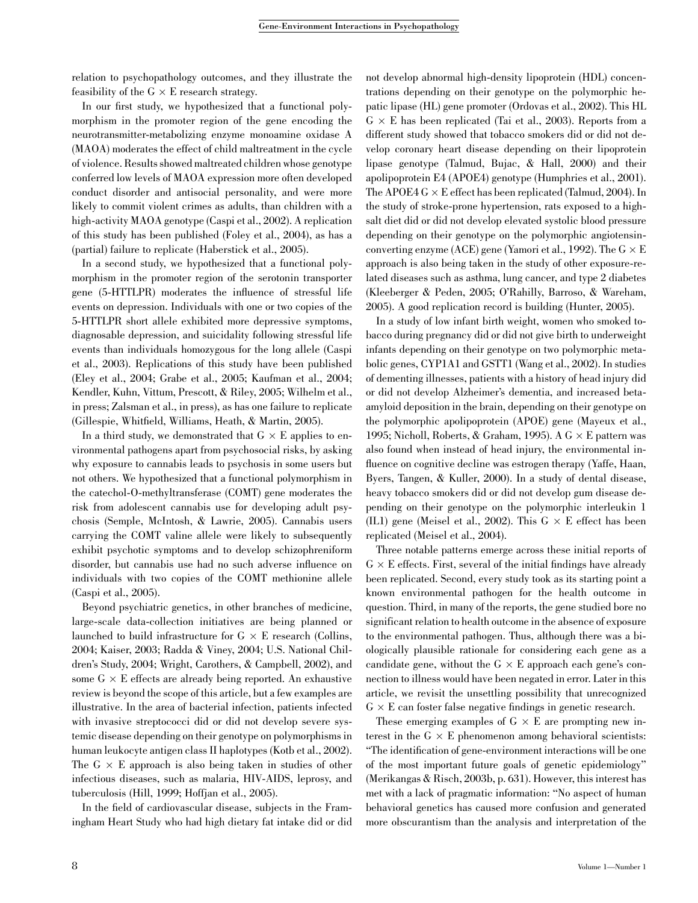relation to psychopathology outcomes, and they illustrate the feasibility of the G × E research strategy.

In our first study, we hypothesized that a functional polymorphism in the promoter region of the gene encoding the neurotransmitter-metabolizing enzyme monoamine oxidase A (MAOA) moderates the effect of child maltreatment in the cycle of violence. Results showed maltreated children whose genotype conferred low levels of MAOA expression more often developed conduct disorder and antisocial personality, and were more likely to commit violent crimes as adults, than children with a high-activity MAOA genotype (Caspi et al., 2002). A replication of this study has been published (Foley et al., 2004), as has a (partial) failure to replicate (Haberstick et al., 2005).

In a second study, we hypothesized that a functional polymorphism in the promoter region of the serotonin transporter gene (5-HTTLPR) moderates the influence of stressful life events on depression. Individuals with one or two copies of the 5-HTTLPR short allele exhibited more depressive symptoms, diagnosable depression, and suicidality following stressful life events than individuals homozygous for the long allele (Caspi et al., 2003). Replications of this study have been published (Eley et al., 2004; Grabe et al., 2005; Kaufman et al., 2004; Kendler, Kuhn, Vittum, Prescott, & Riley, 2005; Wilhelm et al., in press; Zalsman et al., in press), as has one failure to replicate (Gillespie, Whitfield, Williams, Heath, & Martin, 2005).

In a third study, we demonstrated that G × E applies to environmental pathogens apart from psychosocial risks, by asking why exposure to cannabis leads to psychosis in some users but not others. We hypothesized that a functional polymorphism in the catechol-O-methyltransferase (COMT) gene moderates the risk from adolescent cannabis use for developing adult psychosis (Semple, McIntosh, & Lawrie, 2005). Cannabis users carrying the COMT valine allele were likely to subsequently exhibit psychotic symptoms and to develop schizophreniform disorder, but cannabis use had no such adverse influence on individuals with two copies of the COMT methionine allele (Caspi et al., 2005).

Beyond psychiatric genetics, in other branches of medicine, large-scale data-collection initiatives are being planned or launched to build infrastructure for G × E research (Collins, 2004; Kaiser, 2003; Radda & Viney, 2004; U.S. National Children's Study, 2004; Wright, Carothers, & Campbell, 2002), and some G × E effects are already being reported. An exhaustive review is beyond the scope of this article, but a few examples are illustrative. In the area of bacterial infection, patients infected with invasive streptococci did or did not develop severe systemic disease depending on their genotype on polymorphisms in human leukocyte antigen class II haplotypes (Kotb et al., 2002). The G × E approach is also being taken in studies of other infectious diseases, such as malaria, HIV-AIDS, leprosy, and tuberculosis (Hill, 1999; Hoffjan et al., 2005).

In the field of cardiovascular disease, subjects in the Framingham Heart Study who had high dietary fat intake did or did not develop abnormal high-density lipoprotein (HDL) concentrations depending on their genotype on the polymorphic hepatic lipase (HL) gene promoter (Ordovas et al., 2002). This HL G × E has been replicated (Tai et al., 2003). Reports from a different study showed that tobacco smokers did or did not develop coronary heart disease depending on their lipoprotein lipase genotype (Talmud, Bujac, & Hall, 2000) and their apolipoprotein E4 (APOE4) genotype (Humphries et al., 2001). The APOE4 G × E effect has been replicated (Talmud, 2004). In the study of stroke-prone hypertension, rats exposed to a high-salt diet did or did not develop elevated systolic blood pressure depending on their genotype on the polymorphic angiotensin-converting enzyme (ACE) gene (Yamori et al., 1992). The G × E approach is also being taken in the study of other exposure-related diseases such as asthma, lung cancer, and type 2 diabetes (Kleeberger & Peden, 2005; O'Rahilly, Barroso, & Wareham, 2005). A good replication record is building (Hunter, 2005).

In a study of low infant birth weight, women who smoked tobacco during pregnancy did or did not give birth to underweight infants depending on their genotype on two polymorphic metabolic genes, CYP1A1 and GSTT1 (Wang et al., 2002). In studies of dementing illnesses, patients with a history of head injury did or did not develop Alzheimer's dementia, and increased beta-amyloid deposition in the brain, depending on their genotype on the polymorphic apolipoprotein (APOE) gene (Mayeux et al., 1995; Nicholl, Roberts, & Graham, 1995). A G × E pattern was also found when instead of head injury, the environmental influence on cognitive decline was estrogen therapy (Yaffe, Haan, Byers, Tangen, & Kuller, 2000). In a study of dental disease, heavy tobacco smokers did or did not develop gum disease depending on their genotype on the polymorphic interleukin 1 (IL1) gene (Meisel et al., 2002). This G × E effect has been replicated (Meisel et al., 2004).

Three notable patterns emerge across these initial reports of G × E effects. First, several of the initial findings have already been replicated. Second, every study took as its starting point a known environmental pathogen for the health outcome in question. Third, in many of the reports, the gene studied bore no significant relation to health outcome in the absence of exposure to the environmental pathogen. Thus, although there was a biologically plausible rationale for considering each gene as a candidate gene, without the G × E approach each gene's connection to illness would have been negated in error. Later in this article, we revisit the unsettling possibility that unrecognized G × E can foster false negative findings in genetic research.

These emerging examples of G × E are prompting new interest in the G × E phenomenon among behavioral scientists: "The identification of gene-environment interactions will be one of the most important future goals of genetic epidemiology" (Merikangas & Risch, 2003b, p. 631). However, this interest has met with a lack of pragmatic information: "No aspect of human behavioral genetics has caused more confusion and generated more obscurantism than the analysis and interpretation of the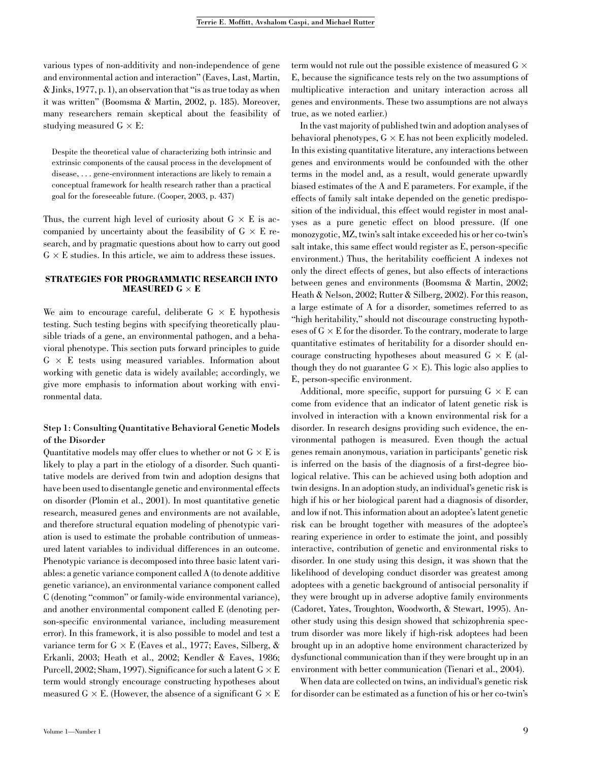various types of non-additivity and non-independence of gene and environmental action and interaction" (Eaves, Last, Martin, & Jinks, 1977, p. 1), an observation that "is as true today as when it was written" (Boomsma & Martin, 2002, p. 185). Moreover, many researchers remain skeptical about the feasibility of studying measured G × E:

> Despite the theoretical value of characterizing both intrinsic and extrinsic components of the causal process in the development of disease, . . . gene-environment interactions are likely to remain a conceptual framework for health research rather than a practical goal for the foreseeable future. (Cooper, 2003, p. 437)

Thus, the current high level of curiosity about G × E is accompanied by uncertainty about the feasibility of G × E research, and by pragmatic questions about how to carry out good G × E studies. In this article, we aim to address these issues.

## STRATEGIES FOR PROGRAMMATIC RESEARCH INTO MEASURED G × E

We aim to encourage careful, deliberate G × E hypothesis testing. Such testing begins with specifying theoretically plausible triads of a gene, an environmental pathogen, and a behavioral phenotype. This section puts forward principles to guide G × E tests using measured variables. Information about working with genetic data is widely available; accordingly, we give more emphasis to information about working with environmental data.

### Step 1: Consulting Quantitative Behavioral Genetic Models of the Disorder

Quantitative models may offer clues to whether or not G × E is likely to play a part in the etiology of a disorder. Such quantitative models are derived from twin and adoption designs that have been used to disentangle genetic and environmental effects on disorder (Plomin et al., 2001). In most quantitative genetic research, measured genes and environments are not available, and therefore structural equation modeling of phenotypic variation is used to estimate the probable contribution of unmeasured latent variables to individual differences in an outcome. Phenotypic variance is decomposed into three basic latent variables: a genetic variance component called A (to denote additive genetic variance), an environmental variance component called C (denoting "common" or family-wide environmental variance), and another environmental component called E (denoting person-specific environmental variance, including measurement error). In this framework, it is also possible to model and test a variance term for G × E (Eaves et al., 1977; Eaves, Silberg, & Erkanli, 2003; Heath et al., 2002; Kendler & Eaves, 1986; Purcell, 2002; Sham, 1997). Significance for such a latent G × E term would strongly encourage constructing hypotheses about measured G × E. (However, the absence of a significant G × E term would not rule out the possible existence of measured G × E, because the significance tests rely on the two assumptions of multiplicative interaction and unitary interaction across all genes and environments. These two assumptions are not always true, as we noted earlier.)

In the vast majority of published twin and adoption analyses of behavioral phenotypes, G × E has not been explicitly modeled. In this existing quantitative literature, any interactions between genes and environments would be confounded with the other terms in the model and, as a result, would generate upwardly biased estimates of the A and E parameters. For example, if the effects of family salt intake depended on the genetic predisposition of the individual, this effect would register in most analyses as a pure genetic effect on blood pressure. (If one monozygotic, MZ, twin's salt intake exceeded his or her co-twin's salt intake, this same effect would register as E, person-specific environment.) Thus, the heritability coefficient A indexes not only the direct effects of genes, but also effects of interactions between genes and environments (Boomsma & Martin, 2002; Heath & Nelson, 2002; Rutter & Silberg, 2002). For this reason, a large estimate of A for a disorder, sometimes referred to as "high heritability," should not discourage constructing hypotheses of G × E for the disorder. To the contrary, moderate to large quantitative estimates of heritability for a disorder should encourage constructing hypotheses about measured G × E (although they do not guarantee G × E). This logic also applies to E, person-specific environment.

Additional, more specific, support for pursuing G × E can come from evidence that an indicator of latent genetic risk is involved in interaction with a known environmental risk for a disorder. In research designs providing such evidence, the environmental pathogen is measured. Even though the actual genes remain anonymous, variation in participants' genetic risk is inferred on the basis of the diagnosis of a first-degree biological relative. This can be achieved using both adoption and twin designs. In an adoption study, an individual's genetic risk is high if his or her biological parent had a diagnosis of disorder, and low if not. This information about an adoptee's latent genetic risk can be brought together with measures of the adoptee's rearing experience in order to estimate the joint, and possibly interactive, contribution of genetic and environmental risks to disorder. In one study using this design, it was shown that the likelihood of developing conduct disorder was greatest among adoptees with a genetic background of antisocial personality if they were brought up in adverse adoptive family environments (Cadoret, Yates, Troughton, Woodworth, & Stewart, 1995). Another study using this design showed that schizophrenia spectrum disorder was more likely if high-risk adoptees had been brought up in an adoptive home environment characterized by dysfunctional communication than if they were brought up in an environment with better communication (Tienari et al., 2004).

When data are collected on twins, an individual's genetic risk for disorder can be estimated as a function of his or her co-twin's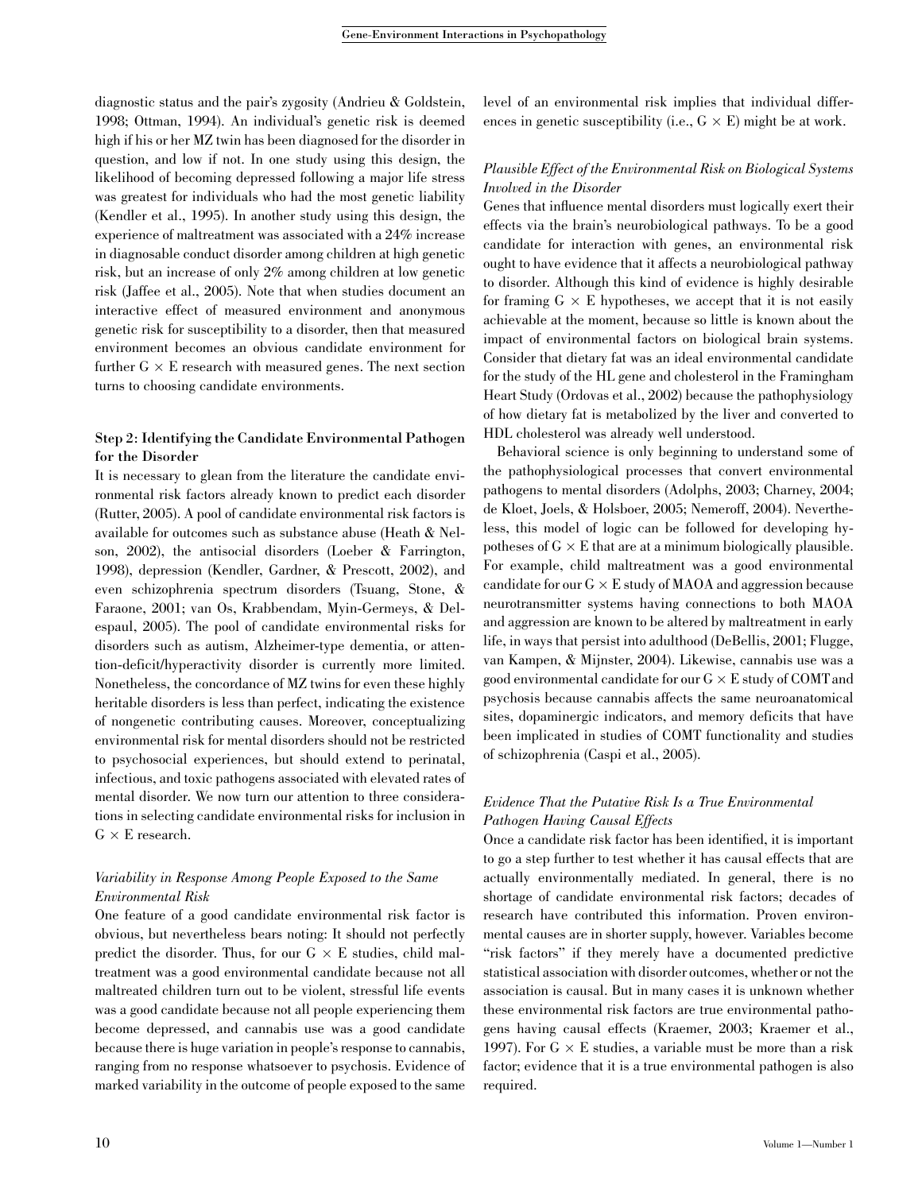diagnostic status and the pair's zygosity (Andrieu & Goldstein, 1998; Ottman, 1994). An individual's genetic risk is deemed high if his or her MZ twin has been diagnosed for the disorder in question, and low if not. In one study using this design, the likelihood of becoming depressed following a major life stress was greatest for individuals who had the most genetic liability (Kendler et al., 1995). In another study using this design, the experience of maltreatment was associated with a 24% increase in diagnosable conduct disorder among children at high genetic risk, but an increase of only 2% among children at low genetic risk (Jaffee et al., 2005). Note that when studies document an interactive effect of measured environment and anonymous genetic risk for susceptibility to a disorder, then that measured environment becomes an obvious candidate environment for further G × E research with measured genes. The next section turns to choosing candidate environments.

### Step 2: Identifying the Candidate Environmental Pathogen for the Disorder

It is necessary to glean from the literature the candidate environmental risk factors already known to predict each disorder (Rutter, 2005). A pool of candidate environmental risk factors is available for outcomes such as substance abuse (Heath & Nelson, 2002), the antisocial disorders (Loeber & Farrington, 1998), depression (Kendler, Gardner, & Prescott, 2002), and even schizophrenia spectrum disorders (Tsuang, Stone, & Faraone, 2001; van Os, Krabbendam, Myin-Germeys, & Delespaul, 2005). The pool of candidate environmental risks for disorders such as autism, Alzheimer-type dementia, or attention-deficit/hyperactivity disorder is currently more limited. Nonetheless, the concordance of MZ twins for even these highly heritable disorders is less than perfect, indicating the existence of nongenetic contributing causes. Moreover, conceptualizing environmental risk for mental disorders should not be restricted to psychosocial experiences, but should extend to perinatal, infectious, and toxic pathogens associated with elevated rates of mental disorder. We now turn our attention to three considerations in selecting candidate environmental risks for inclusion in G × E research.

#### *Variability in Response Among People Exposed to the Same Environmental Risk*

One feature of a good candidate environmental risk factor is obvious, but nevertheless bears noting: It should not perfectly predict the disorder. Thus, for our G × E studies, child maltreatment was a good environmental candidate because not all maltreated children turn out to be violent, stressful life events was a good candidate because not all people experiencing them become depressed, and cannabis use was a good candidate because there is huge variation in people's response to cannabis, ranging from no response whatsoever to psychosis. Evidence of marked variability in the outcome of people exposed to the same level of an environmental risk implies that individual differences in genetic susceptibility (i.e., G × E) might be at work.

#### *Plausible Effect of the Environmental Risk on Biological Systems Involved in the Disorder*

Genes that influence mental disorders must logically exert their effects via the brain's neurobiological pathways. To be a good candidate for interaction with genes, an environmental risk ought to have evidence that it affects a neurobiological pathway to disorder. Although this kind of evidence is highly desirable for framing G × E hypotheses, we accept that it is not easily achievable at the moment, because so little is known about the impact of environmental factors on biological brain systems. Consider that dietary fat was an ideal environmental candidate for the study of the HL gene and cholesterol in the Framingham Heart Study (Ordovas et al., 2002) because the pathophysiology of how dietary fat is metabolized by the liver and converted to HDL cholesterol was already well understood.

Behavioral science is only beginning to understand some of the pathophysiological processes that convert environmental pathogens to mental disorders (Adolphs, 2003; Charney, 2004; de Kloet, Joels, & Holsboer, 2005; Nemeroff, 2004). Nevertheless, this model of logic can be followed for developing hypotheses of G × E that are at a minimum biologically plausible. For example, child maltreatment was a good environmental candidate for our G × E study of MAOA and aggression because neurotransmitter systems having connections to both MAOA and aggression are known to be altered by maltreatment in early life, in ways that persist into adulthood (DeBellis, 2001; Flugge, van Kampen, & Mijnster, 2004). Likewise, cannabis use was a good environmental candidate for our G × E study of COMT and psychosis because cannabis affects the same neuroanatomical sites, dopaminergic indicators, and memory deficits that have been implicated in studies of COMT functionality and studies of schizophrenia (Caspi et al., 2005).

#### *Evidence That the Putative Risk Is a True Environmental Pathogen Having Causal Effects*

Once a candidate risk factor has been identified, it is important to go a step further to test whether it has causal effects that are actually environmentally mediated. In general, there is no shortage of candidate environmental risk factors; decades of research have contributed this information. Proven environmental causes are in shorter supply, however. Variables become "risk factors" if they merely have a documented predictive statistical association with disorder outcomes, whether or not the association is causal. But in many cases it is unknown whether these environmental risk factors are true environmental pathogens having causal effects (Kraemer, 2003; Kraemer et al., 1997). For G × E studies, a variable must be more than a risk factor; evidence that it is a true environmental pathogen is also required.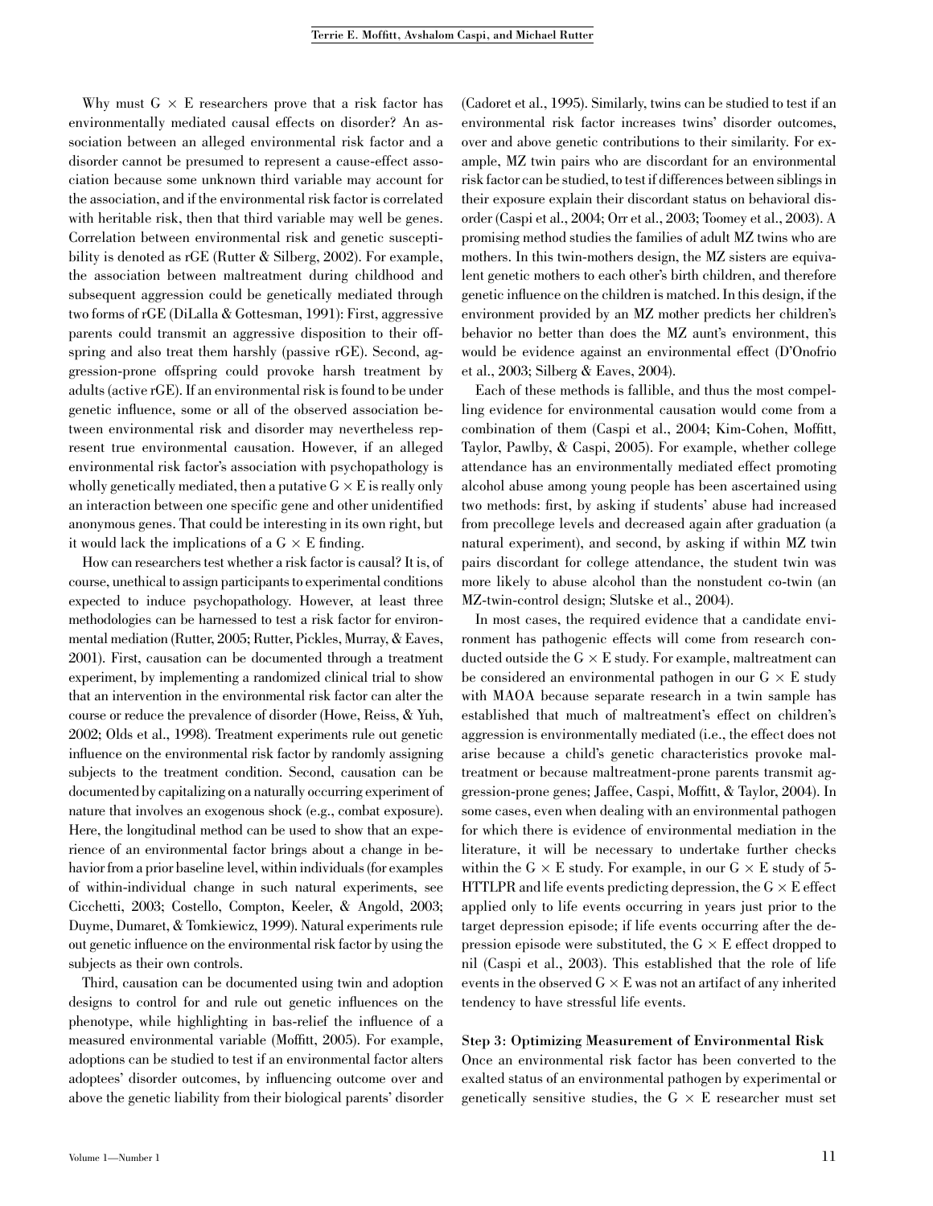Why must G × E researchers prove that a risk factor has environmentally mediated causal effects on disorder? An association between an alleged environmental risk factor and a disorder cannot be presumed to represent a cause-effect association because some unknown third variable may account for the association, and if the environmental risk factor is correlated with heritable risk, then that third variable may well be genes. Correlation between environmental risk and genetic susceptibility is denoted as rGE (Rutter & Silberg, 2002). For example, the association between maltreatment during childhood and subsequent aggression could be genetically mediated through two forms of rGE (DiLalla & Gottesman, 1991): First, aggressive parents could transmit an aggressive disposition to their offspring and also treat them harshly (passive rGE). Second, aggression-prone offspring could provoke harsh treatment by adults (active rGE). If an environmental risk is found to be under genetic influence, some or all of the observed association between environmental risk and disorder may nevertheless represent true environmental causation. However, if an alleged environmental risk factor's association with psychopathology is wholly genetically mediated, then a putative G × E is really only an interaction between one specific gene and other unidentified anonymous genes. That could be interesting in its own right, but it would lack the implications of a G × E finding.

How can researchers test whether a risk factor is causal? It is, of course, unethical to assign participants to experimental conditions expected to induce psychopathology. However, at least three methodologies can be harnessed to test a risk factor for environmental mediation (Rutter, 2005; Rutter, Pickles, Murray, & Eaves, 2001). First, causation can be documented through a treatment experiment, by implementing a randomized clinical trial to show that an intervention in the environmental risk factor can alter the course or reduce the prevalence of disorder (Howe, Reiss, & Yuh, 2002; Olds et al., 1998). Treatment experiments rule out genetic influence on the environmental risk factor by randomly assigning subjects to the treatment condition. Second, causation can be documented by capitalizing on a naturally occurring experiment of nature that involves an exogenous shock (e.g., combat exposure). Here, the longitudinal method can be used to show that an experience of an environmental factor brings about a change in behavior from a prior baseline level, within individuals (for examples of within-individual change in such natural experiments, see Cicchetti, 2003; Costello, Compton, Keeler, & Angold, 2003; Duyme, Dumaret, & Tomkiewicz, 1999). Natural experiments rule out genetic influence on the environmental risk factor by using the subjects as their own controls.

Third, causation can be documented using twin and adoption designs to control for and rule out genetic influences on the phenotype, while highlighting in bas-relief the influence of a measured environmental variable (Moffitt, 2005). For example, adoptions can be studied to test if an environmental factor alters adoptees' disorder outcomes, by influencing outcome over and above the genetic liability from their biological parents' disorder (Cadoret et al., 1995). Similarly, twins can be studied to test if an environmental risk factor increases twins' disorder outcomes, over and above genetic contributions to their similarity. For example, MZ twin pairs who are discordant for an environmental risk factor can be studied, to test if differences between siblings in their exposure explain their discordant status on behavioral disorder (Caspi et al., 2004; Orr et al., 2003; Toomey et al., 2003). A promising method studies the families of adult MZ twins who are mothers. In this twin-mothers design, the MZ sisters are equivalent genetic mothers to each other's birth children, and therefore genetic influence on the children is matched. In this design, if the environment provided by an MZ mother predicts her children's behavior no better than does the MZ aunt's environment, this would be evidence against an environmental effect (D'Onofrio et al., 2003; Silberg & Eaves, 2004).

Each of these methods is fallible, and thus the most compelling evidence for environmental causation would come from a combination of them (Caspi et al., 2004; Kim-Cohen, Moffitt, Taylor, Pawlby, & Caspi, 2005). For example, whether college attendance has an environmentally mediated effect promoting alcohol abuse among young people has been ascertained using two methods: first, by asking if students' abuse had increased from precollege levels and decreased again after graduation (a natural experiment), and second, by asking if within MZ twin pairs discordant for college attendance, the student twin was more likely to abuse alcohol than the nonstudent co-twin (an MZ-twin-control design; Slutske et al., 2004).

In most cases, the required evidence that a candidate environment has pathogenic effects will come from research conducted outside the G × E study. For example, maltreatment can be considered an environmental pathogen in our G × E study with MAOA because separate research in a twin sample has established that much of maltreatment's effect on children's aggression is environmentally mediated (i.e., the effect does not arise because a child's genetic characteristics provoke maltreatment or because maltreatment-prone parents transmit aggression-prone genes; Jaffee, Caspi, Moffitt, & Taylor, 2004). In some cases, even when dealing with an environmental pathogen for which there is evidence of environmental mediation in the literature, it will be necessary to undertake further checks within the G × E study. For example, in our G × E study of 5-HTTLPR and life events predicting depression, the G × E effect applied only to life events occurring in years just prior to the target depression episode; if life events occurring after the depression episode were substituted, the G × E effect dropped to nil (Caspi et al., 2003). This established that the role of life events in the observed G × E was not an artifact of any inherited tendency to have stressful life events.

### Step 3: Optimizing Measurement of Environmental Risk

Once an environmental risk factor has been converted to the exalted status of an environmental pathogen by experimental or genetically sensitive studies, the G × E researcher must set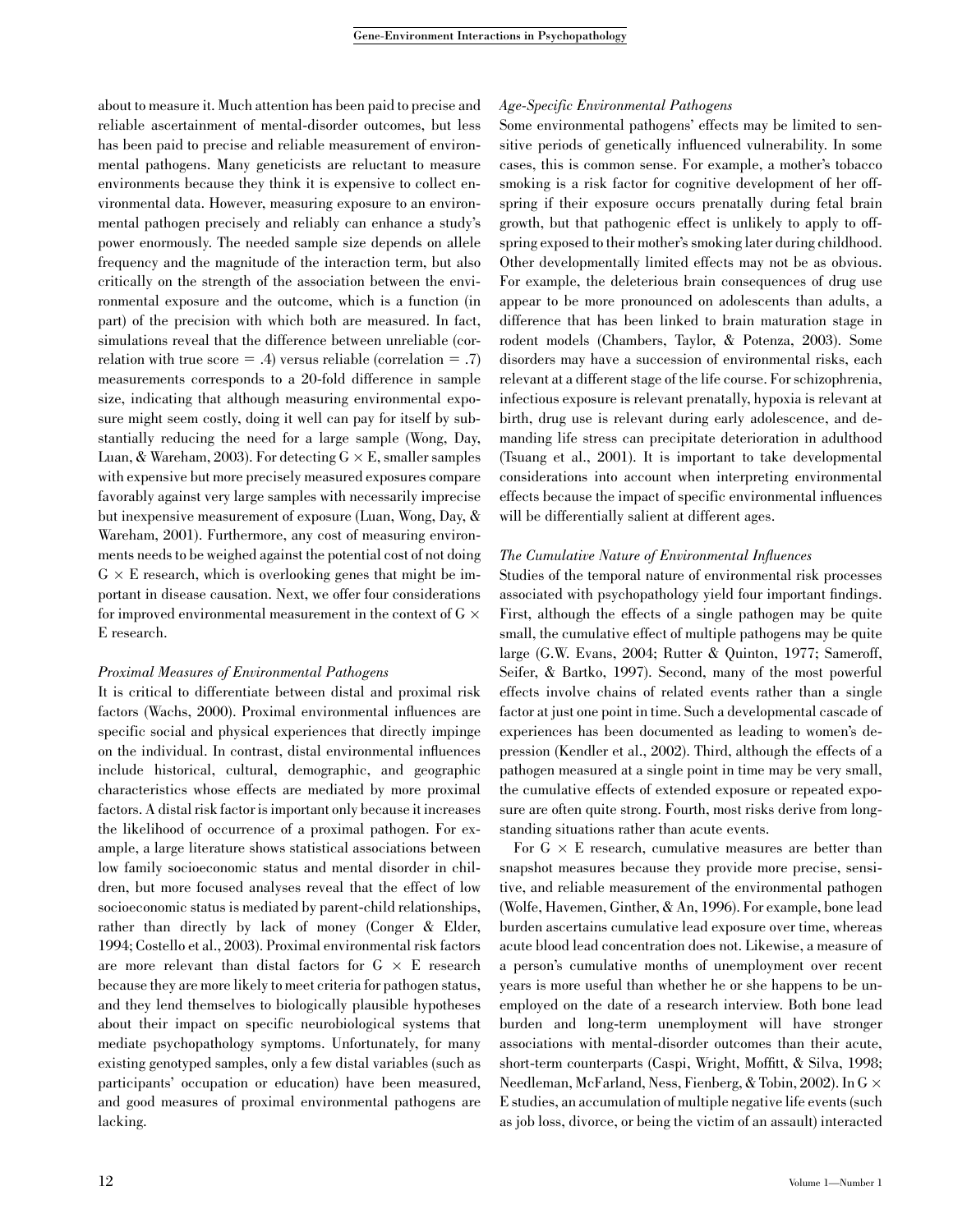about to measure it. Much attention has been paid to precise and reliable ascertainment of mental-disorder outcomes, but less has been paid to precise and reliable measurement of environmental pathogens. Many geneticists are reluctant to measure environments because they think it is expensive to collect environmental data. However, measuring exposure to an environmental pathogen precisely and reliably can enhance a study's power enormously. The needed sample size depends on allele frequency and the magnitude of the interaction term, but also critically on the strength of the association between the environmental exposure and the outcome, which is a function (in part) of the precision with which both are measured. In fact, simulations reveal that the difference between unreliable (correlation with true score = .4) versus reliable (correlation = .7) measurements corresponds to a 20-fold difference in sample size, indicating that although measuring environmental exposure might seem costly, doing it well can pay for itself by substantially reducing the need for a large sample (Wong, Day, Luan, & Wareham, 2003). For detecting G × E, smaller samples with expensive but more precisely measured exposures compare favorably against very large samples with necessarily imprecise but inexpensive measurement of exposure (Luan, Wong, Day, & Wareham, 2001). Furthermore, any cost of measuring environments needs to be weighed against the potential cost of not doing G × E research, which is overlooking genes that might be important in disease causation. Next, we offer four considerations for improved environmental measurement in the context of G × E research.

### *Proximal Measures of Environmental Pathogens*

It is critical to differentiate between distal and proximal risk factors (Wachs, 2000). Proximal environmental influences are specific social and physical experiences that directly impinge on the individual. In contrast, distal environmental influences include historical, cultural, demographic, and geographic characteristics whose effects are mediated by more proximal factors. A distal risk factor is important only because it increases the likelihood of occurrence of a proximal pathogen. For example, a large literature shows statistical associations between low family socioeconomic status and mental disorder in children, but more focused analyses reveal that the effect of low socioeconomic status is mediated by parent-child relationships, rather than directly by lack of money (Conger & Elder, 1994; Costello et al., 2003). Proximal environmental risk factors are more relevant than distal factors for G × E research because they are more likely to meet criteria for pathogen status, and they lend themselves to biologically plausible hypotheses about their impact on specific neurobiological systems that mediate psychopathology symptoms. Unfortunately, for many existing genotyped samples, only a few distal variables (such as participants' occupation or education) have been measured, and good measures of proximal environmental pathogens are lacking.

### *Age-Specific Environmental Pathogens*

Some environmental pathogens' effects may be limited to sensitive periods of genetically influenced vulnerability. In some cases, this is common sense. For example, a mother's tobacco smoking is a risk factor for cognitive development of her offspring if their exposure occurs prenatally during fetal brain growth, but that pathogenic effect is unlikely to apply to offspring exposed to their mother's smoking later during childhood. Other developmentally limited effects may not be as obvious. For example, the deleterious brain consequences of drug use appear to be more pronounced on adolescents than adults, a difference that has been linked to brain maturation stage in rodent models (Chambers, Taylor, & Potenza, 2003). Some disorders may have a succession of environmental risks, each relevant at a different stage of the life course. For schizophrenia, infectious exposure is relevant prenatally, hypoxia is relevant at birth, drug use is relevant during early adolescence, and demanding life stress can precipitate deterioration in adulthood (Tsuang et al., 2001). It is important to take developmental considerations into account when interpreting environmental effects because the impact of specific environmental influences will be differentially salient at different ages.

### *The Cumulative Nature of Environmental Influences*

Studies of the temporal nature of environmental risk processes associated with psychopathology yield four important findings. First, although the effects of a single pathogen may be quite small, the cumulative effect of multiple pathogens may be quite large (G.W. Evans, 2004; Rutter & Quinton, 1977; Sameroff, Seifer, & Bartko, 1997). Second, many of the most powerful effects involve chains of related events rather than a single factor at just one point in time. Such a developmental cascade of experiences has been documented as leading to women's depression (Kendler et al., 2002). Third, although the effects of a pathogen measured at a single point in time may be very small, the cumulative effects of extended exposure or repeated exposure are often quite strong. Fourth, most risks derive from long-standing situations rather than acute events.

For G × E research, cumulative measures are better than snapshot measures because they provide more precise, sensitive, and reliable measurement of the environmental pathogen (Wolfe, Havemen, Ginther, & An, 1996). For example, bone lead burden ascertains cumulative lead exposure over time, whereas acute blood lead concentration does not. Likewise, a measure of a person's cumulative months of unemployment over recent years is more useful than whether he or she happens to be unemployed on the date of a research interview. Both bone lead burden and long-term unemployment will have stronger associations with mental-disorder outcomes than their acute, short-term counterparts (Caspi, Wright, Moffitt, & Silva, 1998; Needleman, McFarland, Ness, Fienberg, & Tobin, 2002). In G × E studies, an accumulation of multiple negative life events (such as job loss, divorce, or being the victim of an assault) interacted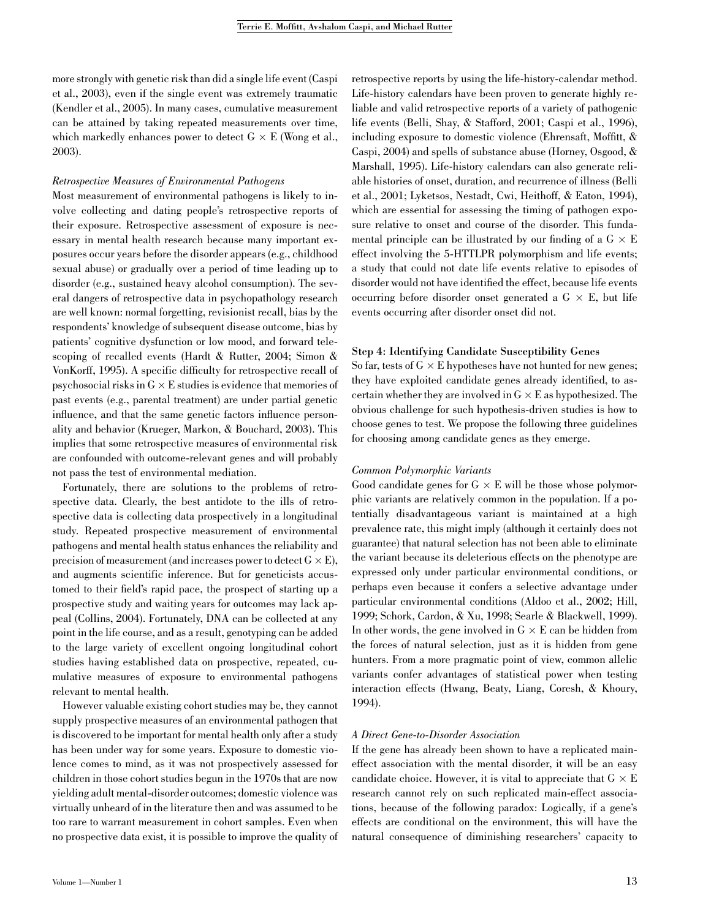more strongly with genetic risk than did a single life event (Caspi et al., 2003), even if the single event was extremely traumatic (Kendler et al., 2005). In many cases, cumulative measurement can be attained by taking repeated measurements over time, which markedly enhances power to detect G $\times$ E (Wong et al., 2003).

*Retrospective Measures of Environmental Pathogens*

Most measurement of environmental pathogens is likely to involve collecting and dating people's retrospective reports of their exposure. Retrospective assessment of exposure is necessary in mental health research because many important exposures occur years before the disorder appears (e.g., childhood sexual abuse) or gradually over a period of time leading up to disorder (e.g., sustained heavy alcohol consumption). The several dangers of retrospective data in psychopathology research are well known: normal forgetting, revisionist recall, bias by the respondents' knowledge of subsequent disease outcome, bias by patients' cognitive dysfunction or low mood, and forward telescoping of recalled events (Hardt & Rutter, 2004; Simon & VonKorff, 1995). A specific difficulty for retrospective recall of psychosocial risks in G $\times$ E studies is evidence that memories of past events (e.g., parental treatment) are under partial genetic influence, and that the same genetic factors influence personality and behavior (Krueger, Markon, & Bouchard, 2003). This implies that some retrospective measures of environmental risk are confounded with outcome-relevant genes and will probably not pass the test of environmental mediation.

Fortunately, there are solutions to the problems of retrospective data. Clearly, the best antidote to the ills of retrospective data is collecting data prospectively in a longitudinal study. Repeated prospective measurement of environmental pathogens and mental health status enhances the reliability and precision of measurement (and increases power to detect G $\times$ E), and augments scientific inference. But for geneticists accustomed to their field's rapid pace, the prospect of starting up a prospective study and waiting years for outcomes may lack appeal (Collins, 2004). Fortunately, DNA can be collected at any point in the life course, and as a result, genotyping can be added to the large variety of excellent ongoing longitudinal cohort studies having established data on prospective, repeated, cumulative measures of exposure to environmental pathogens relevant to mental health.

However valuable existing cohort studies may be, they cannot supply prospective measures of an environmental pathogen that is discovered to be important for mental health only after a study has been under way for some years. Exposure to domestic violence comes to mind, as it was not prospectively assessed for children in those cohort studies begun in the 1970s that are now yielding adult mental-disorder outcomes; domestic violence was virtually unheard of in the literature then and was assumed to be too rare to warrant measurement in cohort samples. Even when no prospective data exist, it is possible to improve the quality of retrospective reports by using the life-history-calendar method. Life-history calendars have been proven to generate highly reliable and valid retrospective reports of a variety of pathogenic life events (Belli, Shay, & Stafford, 2001; Caspi et al., 1996), including exposure to domestic violence (Ehrensaft, Moffitt, & Caspi, 2004) and spells of substance abuse (Horney, Osgood, & Marshall, 1995). Life-history calendars can also generate reliable histories of onset, duration, and recurrence of illness (Belli et al., 2001; Lyketsos, Nestadt, Cwi, Heithoff, & Eaton, 1994), which are essential for assessing the timing of pathogen exposure relative to onset and course of the disorder. This fundamental principle can be illustrated by our finding of a G $\times$ E effect involving the 5-HTTLPR polymorphism and life events; a study that could not date life events relative to episodes of disorder would not have identified the effect, because life events occurring before disorder onset generated a G $\times$ E, but life events occurring after disorder onset did not.

**Step 4: Identifying Candidate Susceptibility Genes**

So far, tests of G $\times$ E hypotheses have not hunted for new genes; they have exploited candidate genes already identified, to ascertain whether they are involved in G $\times$ E as hypothesized. The obvious challenge for such hypothesis-driven studies is how to choose genes to test. We propose the following three guidelines for choosing among candidate genes as they emerge.

*Common Polymorphic Variants*

Good candidate genes for G $\times$ E will be those whose polymorphic variants are relatively common in the population. If a potentially disadvantageous variant is maintained at a high prevalence rate, this might imply (although it certainly does not guarantee) that natural selection has not been able to eliminate the variant because its deleterious effects on the phenotype are expressed only under particular environmental conditions, or perhaps even because it confers a selective advantage under particular environmental conditions (Aldoo et al., 2002; Hill, 1999; Schork, Cardon, & Xu, 1998; Searle & Blackwell, 1999). In other words, the gene involved in G $\times$ E can be hidden from the forces of natural selection, just as it is hidden from gene hunters. From a more pragmatic point of view, common allelic variants confer advantages of statistical power when testing interaction effects (Hwang, Beaty, Liang, Coresh, & Khoury, 1994).

*A Direct Gene-to-Disorder Association*

If the gene has already been shown to have a replicated main-effect association with the mental disorder, it will be an easy candidate choice. However, it is vital to appreciate that G $\times$ E research cannot rely on such replicated main-effect associations, because of the following paradox: Logically, if a gene's effects are conditional on the environment, this will have the natural consequence of diminishing researchers' capacity to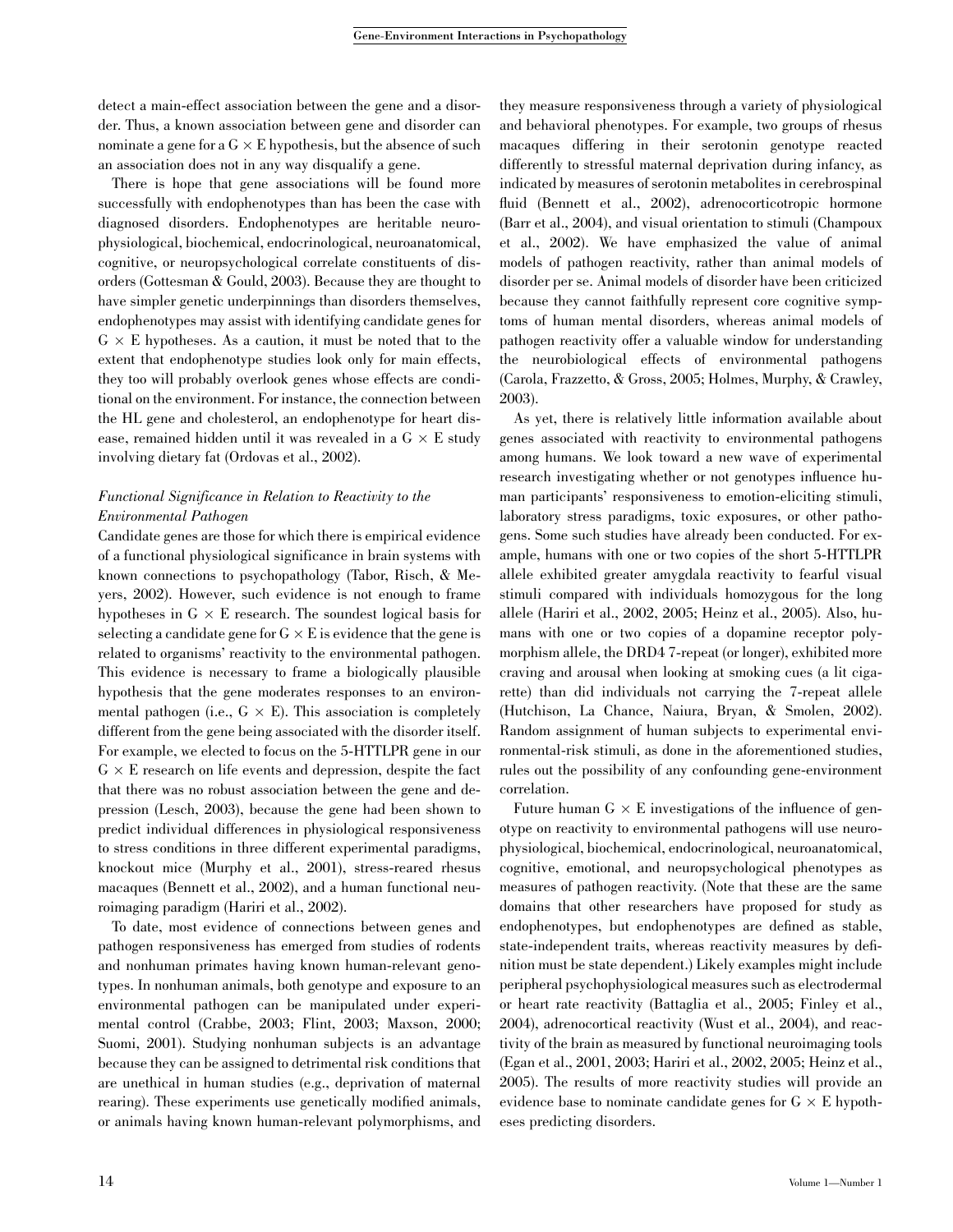detect a main-effect association between the gene and a disorder. Thus, a known association between gene and disorder can nominate a gene for a G × E hypothesis, but the absence of such an association does not in any way disqualify a gene.

There is hope that gene associations will be found more successfully with endophenotypes than has been the case with diagnosed disorders. Endophenotypes are heritable neurophysiological, biochemical, endocrinological, neuroanatomical, cognitive, or neuropsychological correlate constituents of disorders (Gottesman & Gould, 2003). Because they are thought to have simpler genetic underpinnings than disorders themselves, endophenotypes may assist with identifying candidate genes for G × E hypotheses. As a caution, it must be noted that to the extent that endophenotype studies look only for main effects, they too will probably overlook genes whose effects are conditional on the environment. For instance, the connection between the HL gene and cholesterol, an endophenotype for heart disease, remained hidden until it was revealed in a G × E study involving dietary fat (Ordovas et al., 2002).

### *Functional Significance in Relation to Reactivity to the Environmental Pathogen*

Candidate genes are those for which there is empirical evidence of a functional physiological significance in brain systems with known connections to psychopathology (Tabor, Risch, & Meyers, 2002). However, such evidence is not enough to frame hypotheses in G × E research. The soundest logical basis for selecting a candidate gene for G × E is evidence that the gene is related to organisms' reactivity to the environmental pathogen. This evidence is necessary to frame a biologically plausible hypothesis that the gene moderates responses to an environmental pathogen (i.e., G × E). This association is completely different from the gene being associated with the disorder itself. For example, we elected to focus on the 5-HTTLPR gene in our G × E research on life events and depression, despite the fact that there was no robust association between the gene and depression (Lesch, 2003), because the gene had been shown to predict individual differences in physiological responsiveness to stress conditions in three different experimental paradigms, knockout mice (Murphy et al., 2001), stress-reared rhesus macaques (Bennett et al., 2002), and a human functional neuroimaging paradigm (Hariri et al., 2002).

To date, most evidence of connections between genes and pathogen responsiveness has emerged from studies of rodents and nonhuman primates having known human-relevant genotypes. In nonhuman animals, both genotype and exposure to an environmental pathogen can be manipulated under experimental control (Crabbe, 2003; Flint, 2003; Maxson, 2000; Suomi, 2001). Studying nonhuman subjects is an advantage because they can be assigned to detrimental risk conditions that are unethical in human studies (e.g., deprivation of maternal rearing). These experiments use genetically modified animals, or animals having known human-relevant polymorphisms, and they measure responsiveness through a variety of physiological and behavioral phenotypes. For example, two groups of rhesus macaques differing in their serotonin genotype reacted differently to stressful maternal deprivation during infancy, as indicated by measures of serotonin metabolites in cerebrospinal fluid (Bennett et al., 2002), adrenocorticotropic hormone (Barr et al., 2004), and visual orientation to stimuli (Champoux et al., 2002). We have emphasized the value of animal models of pathogen reactivity, rather than animal models of disorder per se. Animal models of disorder have been criticized because they cannot faithfully represent core cognitive symptoms of human mental disorders, whereas animal models of pathogen reactivity offer a valuable window for understanding the neurobiological effects of environmental pathogens (Carola, Frazzetto, & Gross, 2005; Holmes, Murphy, & Crawley, 2003).

As yet, there is relatively little information available about genes associated with reactivity to environmental pathogens among humans. We look toward a new wave of experimental research investigating whether or not genotypes influence human participants' responsiveness to emotion-eliciting stimuli, laboratory stress paradigms, toxic exposures, or other pathogens. Some such studies have already been conducted. For example, humans with one or two copies of the short 5-HTTLPR allele exhibited greater amygdala reactivity to fearful visual stimuli compared with individuals homozygous for the long allele (Hariri et al., 2002, 2005; Heinz et al., 2005). Also, humans with one or two copies of a dopamine receptor polymorphism allele, the DRD4 7-repeat (or longer), exhibited more craving and arousal when looking at smoking cues (a lit cigarette) than did individuals not carrying the 7-repeat allele (Hutchison, La Chance, Naiura, Bryan, & Smolen, 2002). Random assignment of human subjects to experimental environmental-risk stimuli, as done in the aforementioned studies, rules out the possibility of any confounding gene-environment correlation.

Future human G × E investigations of the influence of genotype on reactivity to environmental pathogens will use neurophysiological, biochemical, endocrinological, neuroanatomical, cognitive, emotional, and neuropsychological phenotypes as measures of pathogen reactivity. (Note that these are the same domains that other researchers have proposed for study as endophenotypes, but endophenotypes are defined as stable, state-independent traits, whereas reactivity measures by definition must be state dependent.) Likely examples might include peripheral psychophysiological measures such as electrodermal or heart rate reactivity (Battaglia et al., 2005; Finley et al., 2004), adrenocortical reactivity (Wust et al., 2004), and reactivity of the brain as measured by functional neuroimaging tools (Egan et al., 2001, 2003; Hariri et al., 2002, 2005; Heinz et al., 2005). The results of more reactivity studies will provide an evidence base to nominate candidate genes for G × E hypotheses predicting disorders.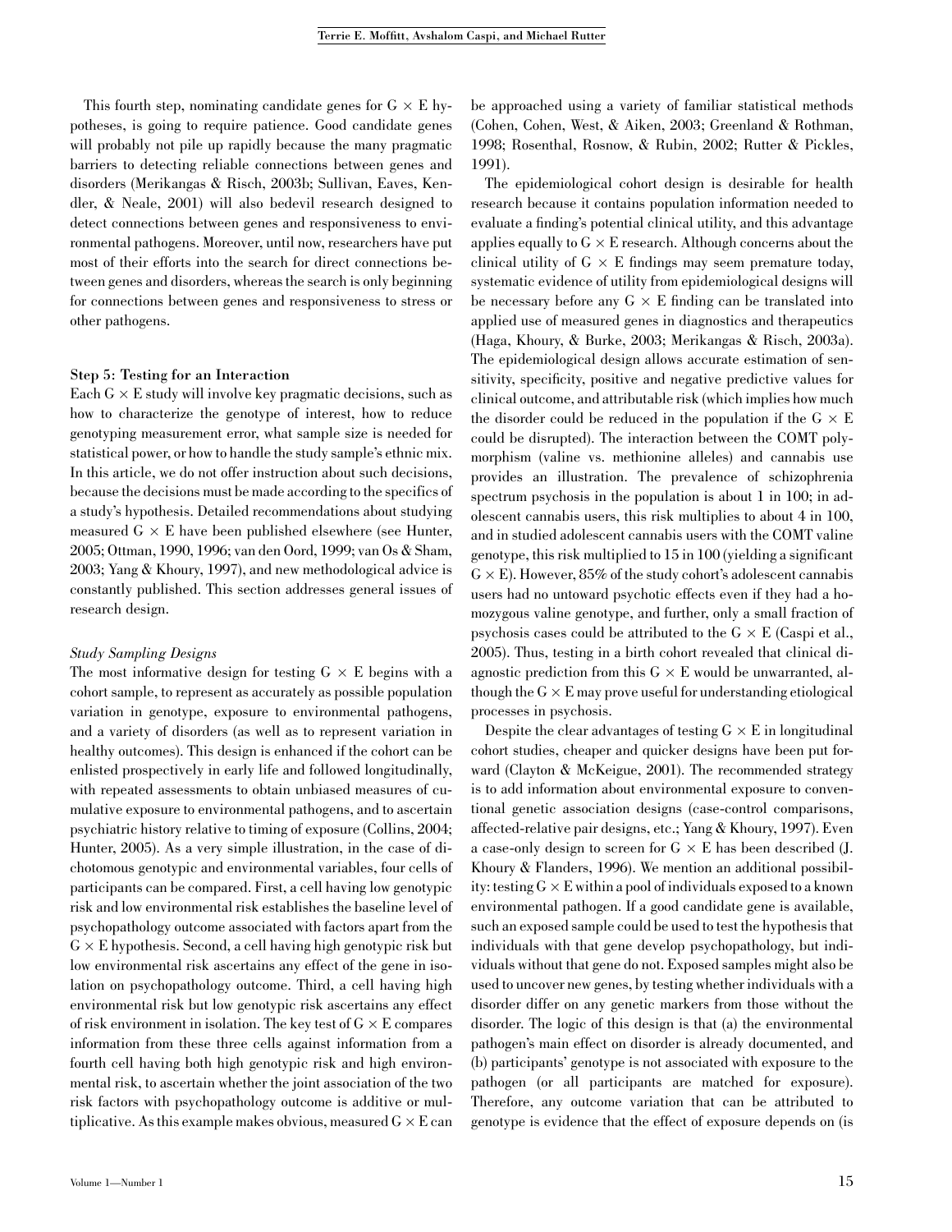This fourth step, nominating candidate genes for $G \times E$ hypotheses, is going to require patience. Good candidate genes will probably not pile up rapidly because the many pragmatic barriers to detecting reliable connections between genes and disorders (Merikangas & Risch, 2003b; Sullivan, Eaves, Kendler, & Neale, 2001) will also bedevil research designed to detect connections between genes and responsiveness to environmental pathogens. Moreover, until now, researchers have put most of their efforts into the search for direct connections between genes and disorders, whereas the search is only beginning for connections between genes and responsiveness to stress or other pathogens.

### Step 5: Testing for an Interaction

Each $G \times E$ study will involve key pragmatic decisions, such as how to characterize the genotype of interest, how to reduce genotyping measurement error, what sample size is needed for statistical power, or how to handle the study sample's ethnic mix. In this article, we do not offer instruction about such decisions, because the decisions must be made according to the specifics of a study's hypothesis. Detailed recommendations about studying measured $G \times E$ have been published elsewhere (see Hunter, 2005; Ottman, 1990, 1996; van den Oord, 1999; van Os & Sham, 2003; Yang & Khoury, 1997), and new methodological advice is constantly published. This section addresses general issues of research design.

#### *Study Sampling Designs*

The most informative design for testing $G \times E$ begins with a cohort sample, to represent as accurately as possible population variation in genotype, exposure to environmental pathogens, and a variety of disorders (as well as to represent variation in healthy outcomes). This design is enhanced if the cohort can be enlisted prospectively in early life and followed longitudinally, with repeated assessments to obtain unbiased measures of cumulative exposure to environmental pathogens, and to ascertain psychiatric history relative to timing of exposure (Collins, 2004; Hunter, 2005). As a very simple illustration, in the case of dichotomous genotypic and environmental variables, four cells of participants can be compared. First, a cell having low genotypic risk and low environmental risk establishes the baseline level of psychopathology outcome associated with factors apart from the $G \times E$ hypothesis. Second, a cell having high genotypic risk but low environmental risk ascertains any effect of the gene in isolation on psychopathology outcome. Third, a cell having high environmental risk but low genotypic risk ascertains any effect of risk environment in isolation. The key test of $G \times E$ compares information from these three cells against information from a fourth cell having both high genotypic risk and high environmental risk, to ascertain whether the joint association of the two risk factors with psychopathology outcome is additive or multiplicative. As this example makes obvious, measured $G \times E$ can be approached using a variety of familiar statistical methods (Cohen, Cohen, West, & Aiken, 2003; Greenland & Rothman, 1998; Rosenthal, Rosnow, & Rubin, 2002; Rutter & Pickles, 1991).

The epidemiological cohort design is desirable for health research because it contains population information needed to evaluate a finding's potential clinical utility, and this advantage applies equally to $G \times E$ research. Although concerns about the clinical utility of $G \times E$ findings may seem premature today, systematic evidence of utility from epidemiological designs will be necessary before any $G \times E$ finding can be translated into applied use of measured genes in diagnostics and therapeutics (Haga, Khoury, & Burke, 2003; Merikangas & Risch, 2003a). The epidemiological design allows accurate estimation of sensitivity, specificity, positive and negative predictive values for clinical outcome, and attributable risk (which implies how much the disorder could be reduced in the population if the $G \times E$ could be disrupted). The interaction between the COMT polymorphism (valine vs. methionine alleles) and cannabis use provides an illustration. The prevalence of schizophrenia spectrum psychosis in the population is about 1 in 100; in adolescent cannabis users, this risk multiplies to about 4 in 100, and in studied adolescent cannabis users with the COMT valine genotype, this risk multiplied to 15 in 100 (yielding a significant $G \times E$). However, 85% of the study cohort's adolescent cannabis users had no untoward psychotic effects even if they had a homozygous valine genotype, and further, only a small fraction of psychosis cases could be attributed to the $G \times E$ (Caspi et al., 2005). Thus, testing in a birth cohort revealed that clinical diagnostic prediction from this $G \times E$ would be unwarranted, although the $G \times E$ may prove useful for understanding etiological processes in psychosis.

Despite the clear advantages of testing $G \times E$ in longitudinal cohort studies, cheaper and quicker designs have been put forward (Clayton & McKeigue, 2001). The recommended strategy is to add information about environmental exposure to conventional genetic association designs (case-control comparisons, affected-relative pair designs, etc.; Yang & Khoury, 1997). Even a case-only design to screen for $G \times E$ has been described (J. Khoury & Flanders, 1996). We mention an additional possibility: testing $G \times E$ within a pool of individuals exposed to a known environmental pathogen. If a good candidate gene is available, such an exposed sample could be used to test the hypothesis that individuals with that gene develop psychopathology, but individuals without that gene do not. Exposed samples might also be used to uncover new genes, by testing whether individuals with a disorder differ on any genetic markers from those without the disorder. The logic of this design is that (a) the environmental pathogen's main effect on disorder is already documented, and (b) participants' genotype is not associated with exposure to the pathogen (or all participants are matched for exposure). Therefore, any outcome variation that can be attributed to genotype is evidence that the effect of exposure depends on (is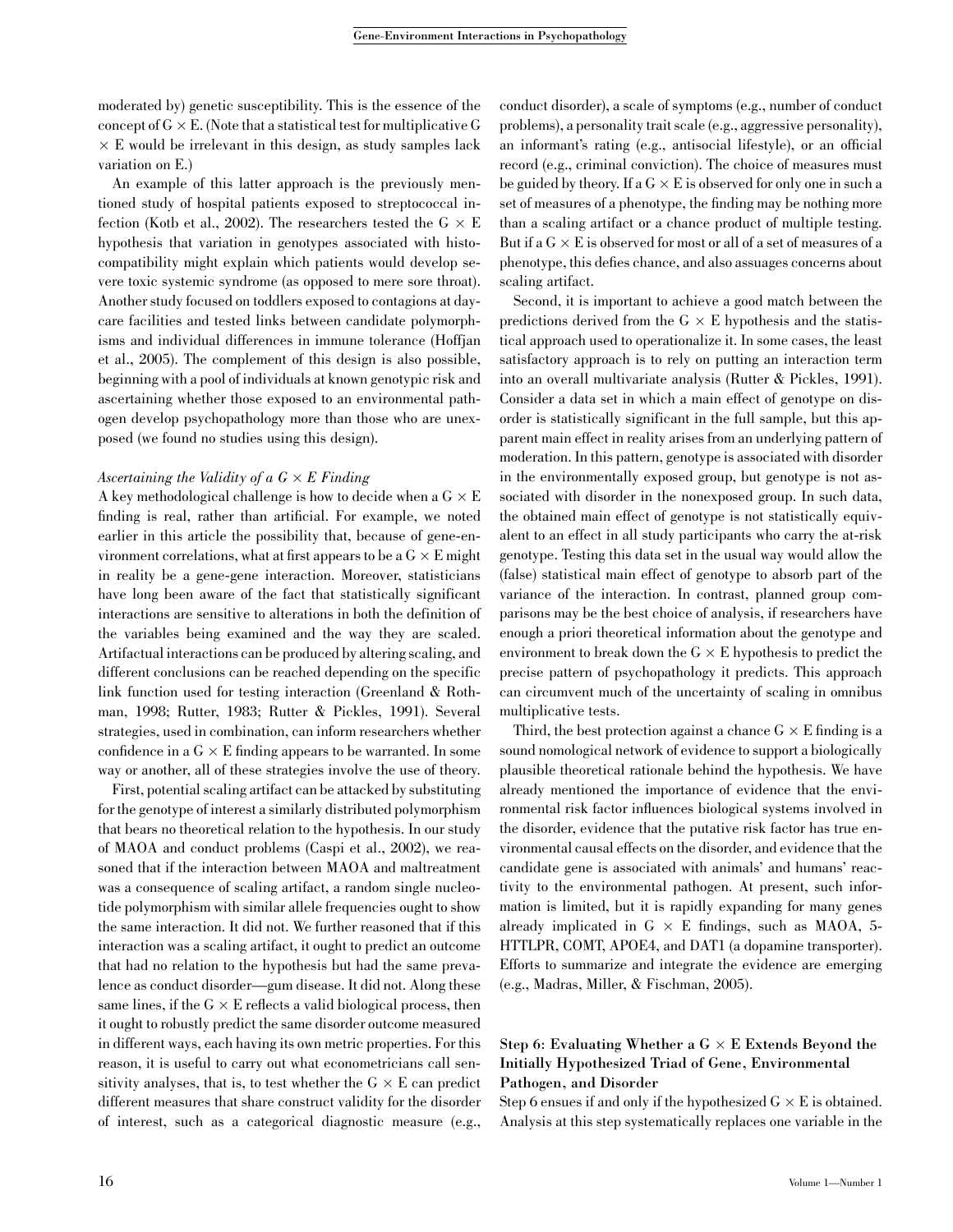moderated by) genetic susceptibility. This is the essence of the concept of G × E. (Note that a statistical test for multiplicative G × E would be irrelevant in this design, as study samples lack variation on E.)

An example of this latter approach is the previously mentioned study of hospital patients exposed to streptococcal infection (Kotb et al., 2002). The researchers tested the G × E hypothesis that variation in genotypes associated with histocompatibility might explain which patients would develop severe toxic systemic syndrome (as opposed to mere sore throat). Another study focused on toddlers exposed to contagions at day-care facilities and tested links between candidate polymorphisms and individual differences in immune tolerance (Hoffjan et al., 2005). The complement of this design is also possible, beginning with a pool of individuals at known genotypic risk and ascertaining whether those exposed to an environmental pathogen develop psychopathology more than those who are unexposed (we found no studies using this design).

*Ascertaining the Validity of a G × E Finding*

A key methodological challenge is how to decide when a G × E finding is real, rather than artificial. For example, we noted earlier in this article the possibility that, because of gene-environment correlations, what at first appears to be a G × E might in reality be a gene-gene interaction. Moreover, statisticians have long been aware of the fact that statistically significant interactions are sensitive to alterations in both the definition of the variables being examined and the way they are scaled. Artifactual interactions can be produced by altering scaling, and different conclusions can be reached depending on the specific link function used for testing interaction (Greenland & Rothman, 1998; Rutter, 1983; Rutter & Pickles, 1991). Several strategies, used in combination, can inform researchers whether confidence in a G × E finding appears to be warranted. In some way or another, all of these strategies involve the use of theory.

First, potential scaling artifact can be attacked by substituting for the genotype of interest a similarly distributed polymorphism that bears no theoretical relation to the hypothesis. In our study of MAOA and conduct problems (Caspi et al., 2002), we reasoned that if the interaction between MAOA and maltreatment was a consequence of scaling artifact, a random single nucleotide polymorphism with similar allele frequencies ought to show the same interaction. It did not. We further reasoned that if this interaction was a scaling artifact, it ought to predict an outcome that had no relation to the hypothesis but had the same prevalence as conduct disorder—gum disease. It did not. Along these same lines, if the G × E reflects a valid biological process, then it ought to robustly predict the same disorder outcome measured in different ways, each having its own metric properties. For this reason, it is useful to carry out what econometricians call sensitivity analyses, that is, to test whether the G × E can predict different measures that share construct validity for the disorder of interest, such as a categorical diagnostic measure (e.g., conduct disorder), a scale of symptoms (e.g., number of conduct problems), a personality trait scale (e.g., aggressive personality), an informant's rating (e.g., antisocial lifestyle), or an official record (e.g., criminal conviction). The choice of measures must be guided by theory. If a G × E is observed for only one in such a set of measures of a phenotype, the finding may be nothing more than a scaling artifact or a chance product of multiple testing. But if a G × E is observed for most or all of a set of measures of a phenotype, this defies chance, and also assuages concerns about scaling artifact.

Second, it is important to achieve a good match between the predictions derived from the G × E hypothesis and the statistical approach used to operationalize it. In some cases, the least satisfactory approach is to rely on putting an interaction term into an overall multivariate analysis (Rutter & Pickles, 1991). Consider a data set in which a main effect of genotype on disorder is statistically significant in the full sample, but this apparent main effect in reality arises from an underlying pattern of moderation. In this pattern, genotype is associated with disorder in the environmentally exposed group, but genotype is not associated with disorder in the nonexposed group. In such data, the obtained main effect of genotype is not statistically equivalent to an effect in all study participants who carry the at-risk genotype. Testing this data set in the usual way would allow the (false) statistical main effect of genotype to absorb part of the variance of the interaction. In contrast, planned group comparisons may be the best choice of analysis, if researchers have enough a priori theoretical information about the genotype and environment to break down the G × E hypothesis to predict the precise pattern of psychopathology it predicts. This approach can circumvent much of the uncertainty of scaling in omnibus multiplicative tests.

Third, the best protection against a chance G × E finding is a sound nomological network of evidence to support a biologically plausible theoretical rationale behind the hypothesis. We have already mentioned the importance of evidence that the environmental risk factor influences biological systems involved in the disorder, evidence that the putative risk factor has true environmental causal effects on the disorder, and evidence that the candidate gene is associated with animals' and humans' reactivity to the environmental pathogen. At present, such information is limited, but it is rapidly expanding for many genes already implicated in G × E findings, such as MAOA, 5-HTTLPR, COMT, APOE4, and DAT1 (a dopamine transporter). Efforts to summarize and integrate the evidence are emerging (e.g., Madras, Miller, & Fischman, 2005).

### Step 6: Evaluating Whether a G × E Extends Beyond the Initially Hypothesized Triad of Gene, Environmental Pathogen, and Disorder

Step 6 ensues if and only if the hypothesized G × E is obtained. Analysis at this step systematically replaces one variable in the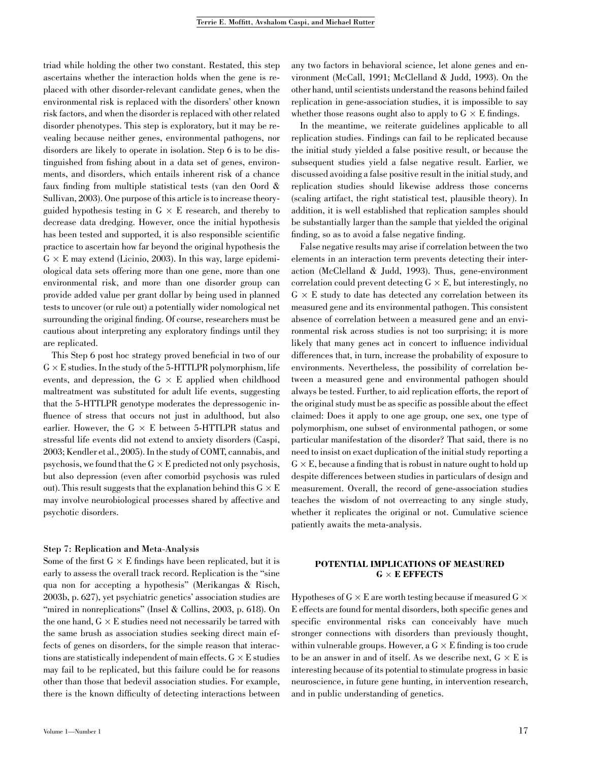triad while holding the other two constant. Restated, this step ascertains whether the interaction holds when the gene is replaced with other disorder-relevant candidate genes, when the environmental risk is replaced with the disorders' other known risk factors, and when the disorder is replaced with other related disorder phenotypes. This step is exploratory, but it may be revealing because neither genes, environmental pathogens, nor disorders are likely to operate in isolation. Step 6 is to be distinguished from fishing about in a data set of genes, environments, and disorders, which entails inherent risk of a chance faux finding from multiple statistical tests (van den Oord & Sullivan, 2003). One purpose of this article is to increase theory-guided hypothesis testing in G × E research, and thereby to decrease data dredging. However, once the initial hypothesis has been tested and supported, it is also responsible scientific practice to ascertain how far beyond the original hypothesis the G × E may extend (Licinio, 2003). In this way, large epidemiological data sets offering more than one gene, more than one environmental risk, and more than one disorder group can provide added value per grant dollar by being used in planned tests to uncover (or rule out) a potentially wider nomological net surrounding the original finding. Of course, researchers must be cautious about interpreting any exploratory findings until they are replicated.

This Step 6 post hoc strategy proved beneficial in two of our G × E studies. In the study of the 5-HTTLPR polymorphism, life events, and depression, the G × E applied when childhood maltreatment was substituted for adult life events, suggesting that the 5-HTTLPR genotype moderates the depressogenic influence of stress that occurs not just in adulthood, but also earlier. However, the G × E between 5-HTTLPR status and stressful life events did not extend to anxiety disorders (Caspi, 2003; Kendler et al., 2005). In the study of COMT, cannabis, and psychosis, we found that the G × E predicted not only psychosis, but also depression (even after comorbid psychosis was ruled out). This result suggests that the explanation behind this G × E may involve neurobiological processes shared by affective and psychotic disorders.

### Step 7: Replication and Meta-Analysis

Some of the first G × E findings have been replicated, but it is early to assess the overall track record. Replication is the "sine qua non for accepting a hypothesis" (Merikangas & Risch, 2003b, p. 627), yet psychiatric genetics' association studies are "mired in nonreplications" (Insel & Collins, 2003, p. 618). On the one hand, G × E studies need not necessarily be tarred with the same brush as association studies seeking direct main effects of genes on disorders, for the simple reason that interactions are statistically independent of main effects. G × E studies may fail to be replicated, but this failure could be for reasons other than those that bedevil association studies. For example, there is the known difficulty of detecting interactions between any two factors in behavioral science, let alone genes and environment (McCall, 1991; McClelland & Judd, 1993). On the other hand, until scientists understand the reasons behind failed replication in gene-association studies, it is impossible to say whether those reasons ought also to apply to G × E findings.

In the meantime, we reiterate guidelines applicable to all replication studies. Findings can fail to be replicated because the initial study yielded a false positive result, or because the subsequent studies yield a false negative result. Earlier, we discussed avoiding a false positive result in the initial study, and replication studies should likewise address those concerns (scaling artifact, the right statistical test, plausible theory). In addition, it is well established that replication samples should be substantially larger than the sample that yielded the original finding, so as to avoid a false negative finding.

False negative results may arise if correlation between the two elements in an interaction term prevents detecting their interaction (McClelland & Judd, 1993). Thus, gene-environment correlation could prevent detecting G × E, but interestingly, no G × E study to date has detected any correlation between its measured gene and its environmental pathogen. This consistent absence of correlation between a measured gene and an environmental risk across studies is not too surprising; it is more likely that many genes act in concert to influence individual differences that, in turn, increase the probability of exposure to environments. Nevertheless, the possibility of correlation between a measured gene and environmental pathogen should always be tested. Further, to aid replication efforts, the report of the original study must be as specific as possible about the effect claimed: Does it apply to one age group, one sex, one type of polymorphism, one subset of environmental pathogen, or some particular manifestation of the disorder? That said, there is no need to insist on exact duplication of the initial study reporting a G × E, because a finding that is robust in nature ought to hold up despite differences between studies in particulars of design and measurement. Overall, the record of gene-association studies teaches the wisdom of not overreacting to any single study, whether it replicates the original or not. Cumulative science patiently awaits the meta-analysis.

## POTENTIAL IMPLICATIONS OF MEASURED G × E EFFECTS

Hypotheses of G × E are worth testing because if measured G × E effects are found for mental disorders, both specific genes and specific environmental risks can conceivably have much stronger connections with disorders than previously thought, within vulnerable groups. However, a G × E finding is too crude to be an answer in and of itself. As we describe next, G × E is interesting because of its potential to stimulate progress in basic neuroscience, in future gene hunting, in intervention research, and in public understanding of genetics.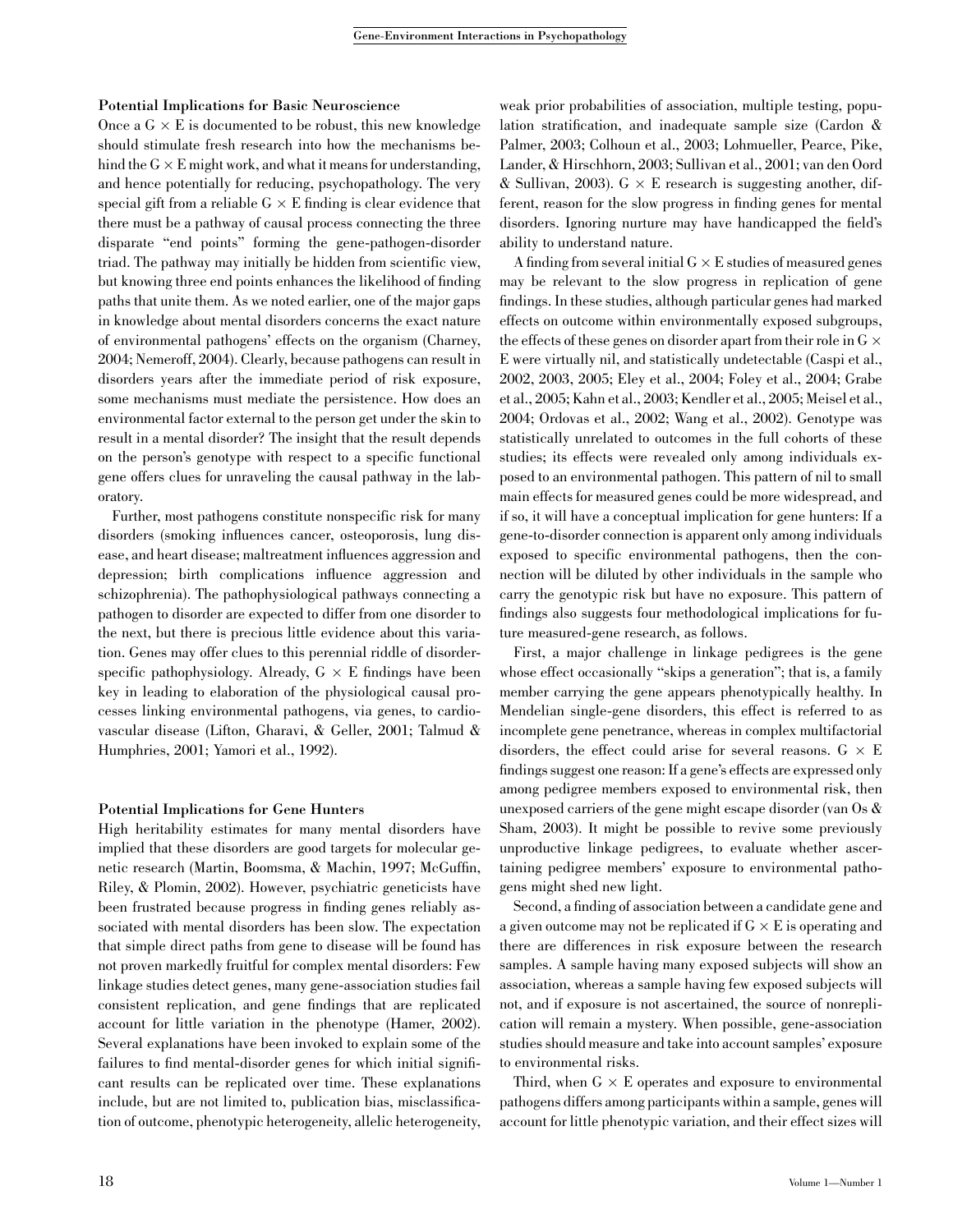### Potential Implications for Basic Neuroscience

Once a $G \times E$ is documented to be robust, this new knowledge should stimulate fresh research into how the mechanisms behind the $G \times E$ might work, and what it means for understanding, and hence potentially for reducing, psychopathology. The very special gift from a reliable $G \times E$ finding is clear evidence that there must be a pathway of causal process connecting the three disparate "end points" forming the gene-pathogen-disorder triad. The pathway may initially be hidden from scientific view, but knowing three end points enhances the likelihood of finding paths that unite them. As we noted earlier, one of the major gaps in knowledge about mental disorders concerns the exact nature of environmental pathogens' effects on the organism (Charney, 2004; Nemeroff, 2004). Clearly, because pathogens can result in disorders years after the immediate period of risk exposure, some mechanisms must mediate the persistence. How does an environmental factor external to the person get under the skin to result in a mental disorder? The insight that the result depends on the person's genotype with respect to a specific functional gene offers clues for unraveling the causal pathway in the laboratory.

Further, most pathogens constitute nonspecific risk for many disorders (smoking influences cancer, osteoporosis, lung disease, and heart disease; maltreatment influences aggression and depression; birth complications influence aggression and schizophrenia). The pathophysiological pathways connecting a pathogen to disorder are expected to differ from one disorder to the next, but there is precious little evidence about this variation. Genes may offer clues to this perennial riddle of disorder-specific pathophysiology. Already, $G \times E$ findings have been key in leading to elaboration of the physiological causal processes linking environmental pathogens, via genes, to cardiovascular disease (Lifton, Gharavi, & Geller, 2001; Talmud & Humphries, 2001; Yamori et al., 1992).

### Potential Implications for Gene Hunters

High heritability estimates for many mental disorders have implied that these disorders are good targets for molecular genetic research (Martin, Boomsma, & Machin, 1997; McGuffin, Riley, & Plomin, 2002). However, psychiatric geneticists have been frustrated because progress in finding genes reliably associated with mental disorders has been slow. The expectation that simple direct paths from gene to disease will be found has not proven markedly fruitful for complex mental disorders: Few linkage studies detect genes, many gene-association studies fail consistent replication, and gene findings that are replicated account for little variation in the phenotype (Hamer, 2002). Several explanations have been invoked to explain some of the failures to find mental-disorder genes for which initial significant results can be replicated over time. These explanations include, but are not limited to, publication bias, misclassification of outcome, phenotypic heterogeneity, allelic heterogeneity, weak prior probabilities of association, multiple testing, population stratification, and inadequate sample size (Cardon & Palmer, 2003; Colhoun et al., 2003; Lohmueller, Pearce, Pike, Lander, & Hirschhorn, 2003; Sullivan et al., 2001; van den Oord & Sullivan, 2003). $G \times E$ research is suggesting another, different, reason for the slow progress in finding genes for mental disorders. Ignoring nurture may have handicapped the field's ability to understand nature.

A finding from several initial $G \times E$ studies of measured genes may be relevant to the slow progress in replication of gene findings. In these studies, although particular genes had marked effects on outcome within environmentally exposed subgroups, the effects of these genes on disorder apart from their role in $G \times E$ were virtually nil, and statistically undetectable (Caspi et al., 2002, 2003, 2005; Eley et al., 2004; Foley et al., 2004; Grabe et al., 2005; Kahn et al., 2003; Kendler et al., 2005; Meisel et al., 2004; Ordovas et al., 2002; Wang et al., 2002). Genotype was statistically unrelated to outcomes in the full cohorts of these studies; its effects were revealed only among individuals exposed to an environmental pathogen. This pattern of nil to small main effects for measured genes could be more widespread, and if so, it will have a conceptual implication for gene hunters: If a gene-to-disorder connection is apparent only among individuals exposed to specific environmental pathogens, then the connection will be diluted by other individuals in the sample who carry the genotypic risk but have no exposure. This pattern of findings also suggests four methodological implications for future measured-gene research, as follows.

First, a major challenge in linkage pedigrees is the gene whose effect occasionally "skips a generation"; that is, a family member carrying the gene appears phenotypically healthy. In Mendelian single-gene disorders, this effect is referred to as incomplete gene penetrance, whereas in complex multifactorial disorders, the effect could arise for several reasons. $G \times E$ findings suggest one reason: If a gene's effects are expressed only among pedigree members exposed to environmental risk, then unexposed carriers of the gene might escape disorder (van Os & Sham, 2003). It might be possible to revive some previously unproductive linkage pedigrees, to evaluate whether ascertaining pedigree members' exposure to environmental pathogens might shed new light.

Second, a finding of association between a candidate gene and a given outcome may not be replicated if $G \times E$ is operating and there are differences in risk exposure between the research samples. A sample having many exposed subjects will show an association, whereas a sample having few exposed subjects will not, and if exposure is not ascertained, the source of nonreplication will remain a mystery. When possible, gene-association studies should measure and take into account samples' exposure to environmental risks.

Third, when $G \times E$ operates and exposure to environmental pathogens differs among participants within a sample, genes will account for little phenotypic variation, and their effect sizes will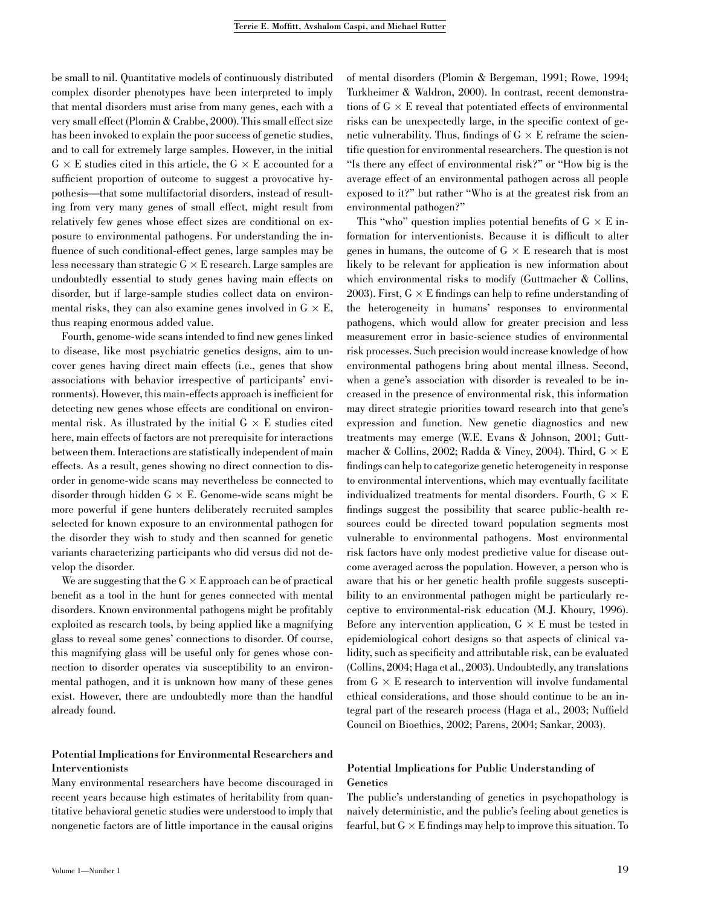be small to nil. Quantitative models of continuously distributed complex disorder phenotypes have been interpreted to imply that mental disorders must arise from many genes, each with a very small effect (Plomin & Crabbe, 2000). This small effect size has been invoked to explain the poor success of genetic studies, and to call for extremely large samples. However, in the initial G × E studies cited in this article, the G × E accounted for a sufficient proportion of outcome to suggest a provocative hypothesis—that some multifactorial disorders, instead of resulting from very many genes of small effect, might result from relatively few genes whose effect sizes are conditional on exposure to environmental pathogens. For understanding the influence of such conditional-effect genes, large samples may be less necessary than strategic G × E research. Large samples are undoubtedly essential to study genes having main effects on disorder, but if large-sample studies collect data on environmental risks, they can also examine genes involved in G × E, thus reaping enormous added value.

Fourth, genome-wide scans intended to find new genes linked to disease, like most psychiatric genetics designs, aim to uncover genes having direct main effects (i.e., genes that show associations with behavior irrespective of participants' environments). However, this main-effects approach is inefficient for detecting new genes whose effects are conditional on environmental risk. As illustrated by the initial G × E studies cited here, main effects of factors are not prerequisite for interactions between them. Interactions are statistically independent of main effects. As a result, genes showing no direct connection to disorder in genome-wide scans may nevertheless be connected to disorder through hidden G × E. Genome-wide scans might be more powerful if gene hunters deliberately recruited samples selected for known exposure to an environmental pathogen for the disorder they wish to study and then scanned for genetic variants characterizing participants who did versus did not develop the disorder.

We are suggesting that the G × E approach can be of practical benefit as a tool in the hunt for genes connected with mental disorders. Known environmental pathogens might be profitably exploited as research tools, by being applied like a magnifying glass to reveal some genes' connections to disorder. Of course, this magnifying glass will be useful only for genes whose connection to disorder operates via susceptibility to an environmental pathogen, and it is unknown how many of these genes exist. However, there are undoubtedly more than the handful already found.

### Potential Implications for Environmental Researchers and Interventionists

Many environmental researchers have become discouraged in recent years because high estimates of heritability from quantitative behavioral genetic studies were understood to imply that nongenetic factors are of little importance in the causal origins of mental disorders (Plomin & Bergeman, 1991; Rowe, 1994; Turkheimer & Waldron, 2000). In contrast, recent demonstrations of G × E reveal that potentiated effects of environmental risks can be unexpectedly large, in the specific context of genetic vulnerability. Thus, findings of G × E reframe the scientific question for environmental researchers. The question is not "Is there any effect of environmental risk?" or "How big is the average effect of an environmental pathogen across all people exposed to it?" but rather "Who is at the greatest risk from an environmental pathogen?"

This "who" question implies potential benefits of G × E information for interventionists. Because it is difficult to alter genes in humans, the outcome of G × E research that is most likely to be relevant for application is new information about which environmental risks to modify (Guttmacher & Collins, 2003). First, G × E findings can help to refine understanding of the heterogeneity in humans' responses to environmental pathogens, which would allow for greater precision and less measurement error in basic-science studies of environmental risk processes. Such precision would increase knowledge of how environmental pathogens bring about mental illness. Second, when a gene's association with disorder is revealed to be increased in the presence of environmental risk, this information may direct strategic priorities toward research into that gene's expression and function. New genetic diagnostics and new treatments may emerge (W.E. Evans & Johnson, 2001; Guttmacher & Collins, 2002; Radda & Viney, 2004). Third, G × E findings can help to categorize genetic heterogeneity in response to environmental interventions, which may eventually facilitate individualized treatments for mental disorders. Fourth, G × E findings suggest the possibility that scarce public-health resources could be directed toward population segments most vulnerable to environmental pathogens. Most environmental risk factors have only modest predictive value for disease outcome averaged across the population. However, a person who is aware that his or her genetic health profile suggests susceptibility to an environmental pathogen might be particularly receptive to environmental-risk education (M.J. Khoury, 1996). Before any intervention application, G × E must be tested in epidemiological cohort designs so that aspects of clinical validity, such as specificity and attributable risk, can be evaluated (Collins, 2004; Haga et al., 2003). Undoubtedly, any translations from G × E research to intervention will involve fundamental ethical considerations, and those should continue to be an integral part of the research process (Haga et al., 2003; Nuffield Council on Bioethics, 2002; Parens, 2004; Sankar, 2003).

### Potential Implications for Public Understanding of Genetics

The public's understanding of genetics in psychopathology is naively deterministic, and the public's feeling about genetics is fearful, but G × E findings may help to improve this situation. To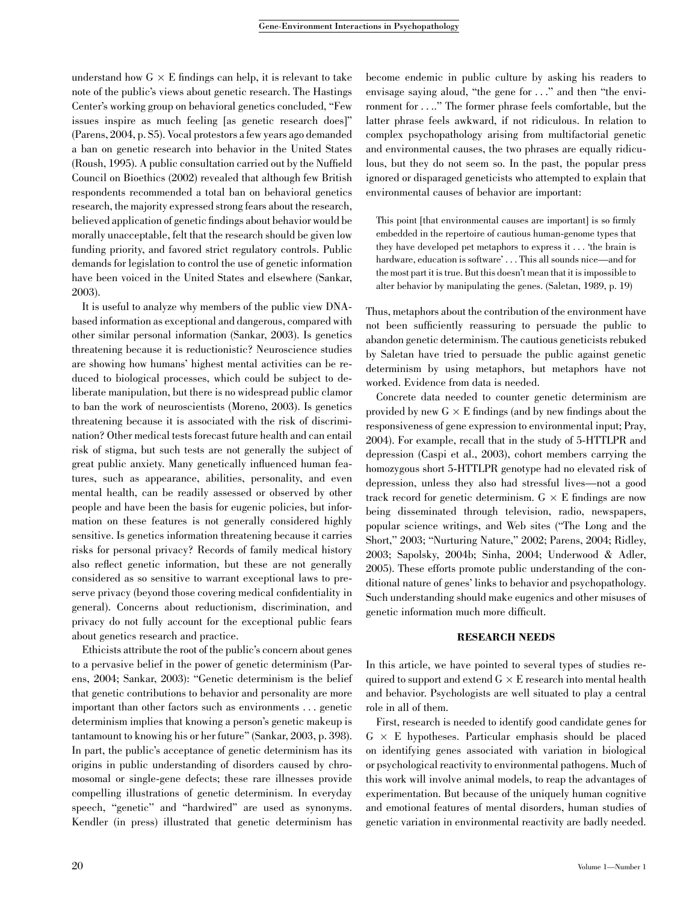understand how G × E findings can help, it is relevant to take note of the public's views about genetic research. The Hastings Center's working group on behavioral genetics concluded, "Few issues inspire as much feeling [as genetic research does]" (Parens, 2004, p. S5). Vocal protestors a few years ago demanded a ban on genetic research into behavior in the United States (Roush, 1995). A public consultation carried out by the Nuffield Council on Bioethics (2002) revealed that although few British respondents recommended a total ban on behavioral genetics research, the majority expressed strong fears about the research, believed application of genetic findings about behavior would be morally unacceptable, felt that the research should be given low funding priority, and favored strict regulatory controls. Public demands for legislation to control the use of genetic information have been voiced in the United States and elsewhere (Sankar, 2003).

It is useful to analyze why members of the public view DNA-based information as exceptional and dangerous, compared with other similar personal information (Sankar, 2003). Is genetics threatening because it is reductionistic? Neuroscience studies are showing how humans' highest mental activities can be reduced to biological processes, which could be subject to deliberate manipulation, but there is no widespread public clamor to ban the work of neuroscientists (Moreno, 2003). Is genetics threatening because it is associated with the risk of discrimination? Other medical tests forecast future health and can entail risk of stigma, but such tests are not generally the subject of great public anxiety. Many genetically influenced human features, such as appearance, abilities, personality, and even mental health, can be readily assessed or observed by other people and have been the basis for eugenic policies, but information on these features is not generally considered highly sensitive. Is genetics information threatening because it carries risks for personal privacy? Records of family medical history also reflect genetic information, but these are not generally considered as so sensitive to warrant exceptional laws to preserve privacy (beyond those covering medical confidentiality in general). Concerns about reductionism, discrimination, and privacy do not fully account for the exceptional public fears about genetics research and practice.

Ethicists attribute the root of the public's concern about genes to a pervasive belief in the power of genetic determinism (Parens, 2004; Sankar, 2003): "Genetic determinism is the belief that genetic contributions to behavior and personality are more important than other factors such as environments . . . genetic determinism implies that knowing a person's genetic makeup is tantamount to knowing his or her future" (Sankar, 2003, p. 398). In part, the public's acceptance of genetic determinism has its origins in public understanding of disorders caused by chromosomal or single-gene defects; these rare illnesses provide compelling illustrations of genetic determinism. In everyday speech, "genetic" and "hardwired" are used as synonyms. Kendler (in press) illustrated that genetic determinism has become endemic in public culture by asking his readers to envisage saying aloud, "the gene for . . ." and then "the environment for . . .." The former phrase feels comfortable, but the latter phrase feels awkward, if not ridiculous. In relation to complex psychopathology arising from multifactorial genetic and environmental causes, the two phrases are equally ridiculous, but they do not seem so. In the past, the popular press ignored or disparaged geneticists who attempted to explain that environmental causes of behavior are important:

> This point [that environmental causes are important] is so firmly embedded in the repertoire of cautious human-genome types that they have developed pet metaphors to express it . . . 'the brain is hardware, education is software' . . . This all sounds nice—and for the most part it is true. But this doesn't mean that it is impossible to alter behavior by manipulating the genes. (Saletan, 1989, p. 19)

Thus, metaphors about the contribution of the environment have not been sufficiently reassuring to persuade the public to abandon genetic determinism. The cautious geneticists rebuked by Saletan have tried to persuade the public against genetic determinism by using metaphors, but metaphors have not worked. Evidence from data is needed.

Concrete data needed to counter genetic determinism are provided by new G × E findings (and by new findings about the responsiveness of gene expression to environmental input; Pray, 2004). For example, recall that in the study of 5-HTTLPR and depression (Caspi et al., 2003), cohort members carrying the homozygous short 5-HTTLPR genotype had no elevated risk of depression, unless they also had stressful lives—not a good track record for genetic determinism. G × E findings are now being disseminated through television, radio, newspapers, popular science writings, and Web sites ("The Long and the Short," 2003; "Nurturing Nature," 2002; Parens, 2004; Ridley, 2003; Sapolsky, 2004b; Sinha, 2004; Underwood & Adler, 2005). These efforts promote public understanding of the conditional nature of genes' links to behavior and psychopathology. Such understanding should make eugenics and other misuses of genetic information much more difficult.

## RESEARCH NEEDS

In this article, we have pointed to several types of studies required to support and extend G × E research into mental health and behavior. Psychologists are well situated to play a central role in all of them.

First, research is needed to identify good candidate genes for G × E hypotheses. Particular emphasis should be placed on identifying genes associated with variation in biological or psychological reactivity to environmental pathogens. Much of this work will involve animal models, to reap the advantages of experimentation. But because of the uniquely human cognitive and emotional features of mental disorders, human studies of genetic variation in environmental reactivity are badly needed.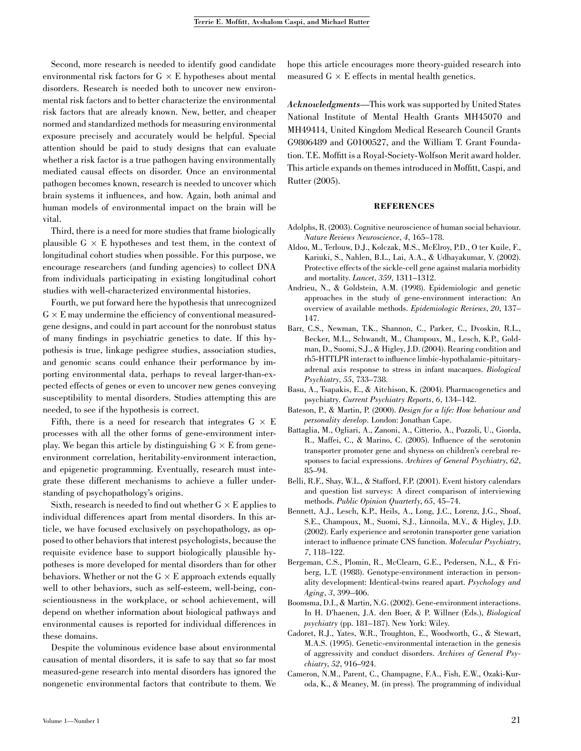Second, more research is needed to identify good candidate environmental risk factors for G × E hypotheses about mental disorders. Research is needed both to uncover new environmental risk factors and to better characterize the environmental risk factors that are already known. New, better, and cheaper normed and standardized methods for measuring environmental exposure precisely and accurately would be helpful. Special attention should be paid to study designs that can evaluate whether a risk factor is a true pathogen having environmentally mediated causal effects on disorder. Once an environmental pathogen becomes known, research is needed to uncover which brain systems it influences, and how. Again, both animal and human models of environmental impact on the brain will be vital.

Third, there is a need for more studies that frame biologically plausible G × E hypotheses and test them, in the context of longitudinal cohort studies when possible. For this purpose, we encourage researchers (and funding agencies) to collect DNA from individuals participating in existing longitudinal cohort studies with well-characterized environmental histories.

Fourth, we put forward here the hypothesis that unrecognized G × E may undermine the efficiency of conventional measured-gene designs, and could in part account for the nonrobust status of many findings in psychiatric genetics to date. If this hypothesis is true, linkage pedigree studies, association studies, and genomic scans could enhance their performance by importing environmental data, perhaps to reveal larger-than-expected effects of genes or even to uncover new genes conveying susceptibility to mental disorders. Studies attempting this are needed, to see if the hypothesis is correct.

Fifth, there is a need for research that integrates G × E processes with all the other forms of gene-environment interplay. We began this article by distinguishing G × E from gene-environment correlation, heritability-environment interaction, and epigenetic programming. Eventually, research must integrate these different mechanisms to achieve a fuller understanding of psychopathology's origins.

Sixth, research is needed to find out whether G × E applies to individual differences apart from mental disorders. In this article, we have focused exclusively on psychopathology, as opposed to other behaviors that interest psychologists, because the requisite evidence base to support biologically plausible hypotheses is more developed for mental disorders than for other behaviors. Whether or not the G × E approach extends equally well to other behaviors, such as self-esteem, well-being, conscientiousness in the workplace, or school achievement, will depend on whether information about biological pathways and environmental causes is reported for individual differences in these domains.

Despite the voluminous evidence base about environmental causation of mental disorders, it is safe to say that so far most measured-gene research into mental disorders has ignored the nongenetic environmental factors that contribute to them. We hope this article encourages more theory-guided research into measured G × E effects in mental health genetics.

***Acknowledgments***—This work was supported by United States National Institute of Mental Health Grants MH45070 and MH49414, United Kingdom Medical Research Council Grants G9806489 and G0100527, and the William T. Grant Foundation. T.E. Moffitt is a Royal-Society-Wolfson Merit award holder. This article expands on themes introduced in Moffitt, Caspi, and Rutter (2005).

## REFERENCES

Adolphs, R. (2003). Cognitive neuroscience of human social behaviour. *Nature Reviews Neuroscience*, *4*, 165–178.

Aldoo, M., Terlouw, D.J., Kolczak, M.S., McElroy, P.D., O ter Kuile, F., Kariuki, S., Nahlen, B.L., Lai, A.A., & Udhayakumar, V. (2002). Protective effects of the sickle-cell gene against malaria morbidity and mortality. *Lancet*, *359*, 1311–1312.

Andrieu, N., & Goldstein, A.M. (1998). Epidemiologic and genetic approaches in the study of gene-environment interaction: An overview of available methods. *Epidemiologic Reviews*, *20*, 137–147.

Barr, C.S., Newman, T.K., Shannon, C., Parker, C., Dvoskin, R.L., Becker, M.L., Schwandt, M., Champoux, M., Lesch, K.P., Goldman, D., Suomi, S.J., & Higley, J.D. (2004). Rearing condition and rh5-HTTLPR interact to influence limbic-hypothalamic-pituitary-adrenal axis response to stress in infant macaques. *Biological Psychiatry*, *55*, 733–738.

Basu, A., Tsapakis, E., & Aitchison, K. (2004). Pharmacogenetics and psychiatry. *Current Psychiatry Reports*, *6*, 134–142.

Bateson, P., & Martin, P. (2000). *Design for a life: How behaviour and personality develop*. London: Jonathan Cape.

Battaglia, M., Ogliari, A., Zanoni, A., Citterio, A., Pozzoli, U., Giorda, R., Maffei, C., & Marino, C. (2005). Influence of the serotonin transporter promoter gene and shyness on children's cerebral responses to facial expressions. *Archives of General Psychiatry*, *62*, 85–94.

Belli, R.F., Shay, W.L., & Stafford, F.P. (2001). Event history calendars and question list surveys: A direct comparison of interviewing methods. *Public Opinion Quarterly*, *65*, 45–74.

Bennett, A.J., Lesch, K.P., Heils, A., Long, J.C., Lorenz, J.G., Shoaf, S.E., Champoux, M., Suomi, S.J., Linnoila, M.V., & Higley, J.D. (2002). Early experience and serotonin transporter gene variation interact to influence primate CNS function. *Molecular Psychiatry*, *7*, 118–122.

Bergeman, C.S., Plomin, R., McClearn, G.E., Pedersen, N.L., & Friberg, L.T. (1988). Genotype-environment interaction in personality development: Identical-twins reared apart. *Psychology and Aging*, *3*, 399–406.

Boomsma, D.I., & Martin, N.G. (2002). Gene-environment interactions. In H. D'haenen, J.A. den Boer, & P. Willner (Eds.), *Biological psychiatry* (pp. 181–187). New York: Wiley.

Cadoret, R.J., Yates, W.R., Troughton, E., Woodworth, G., & Stewart, M.A.S. (1995). Genetic-environmental interaction in the genesis of aggressivity and conduct disorders. *Archives of General Psychiatry*, *52*, 916–924.

Cameron, N.M., Parent, C., Champagne, F.A., Fish, E.W., Ozaki-Kuroda, K., & Meaney, M. (in press). The programming of individual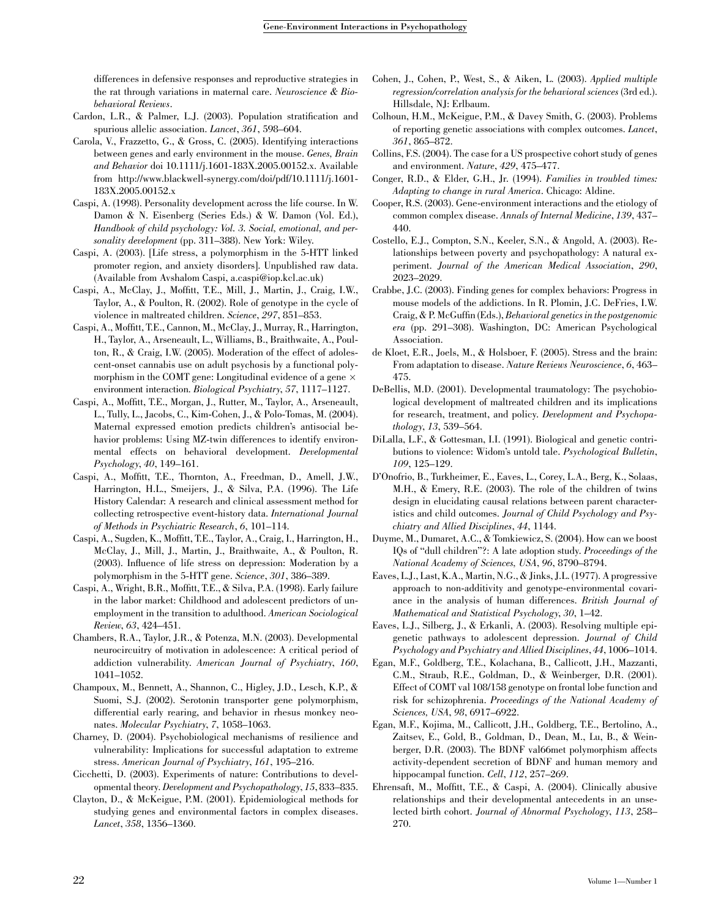differences in defensive responses and reproductive strategies in the rat through variations in maternal care. *Neuroscience & Biobehavioral Reviews*.

Cardon, L.R., & Palmer, L.J. (2003). Population stratification and spurious allelic association. *Lancet*, *361*, 598–604.

Carola, V., Frazzetto, G., & Gross, C. (2005). Identifying interactions between genes and early environment in the mouse. *Genes, Brain and Behavior* doi 10.1111/j.1601-183X.2005.00152.x. Available from http://www.blackwell-synergy.com/doi/pdf/10.1111/j.1601-183X.2005.00152.x

Caspi, A. (1998). Personality development across the life course. In W. Damon & N. Eisenberg (Series Eds.) & W. Damon (Vol. Ed.), *Handbook of child psychology: Vol. 3. Social, emotional, and personality development* (pp. 311–388). New York: Wiley.

Caspi, A. (2003). [Life stress, a polymorphism in the 5-HTT linked promoter region, and anxiety disorders]. Unpublished raw data. (Available from Avshalom Caspi, a.caspi@iop.kcl.ac.uk)

Caspi, A., McClay, J., Moffitt, T.E., Mill, J., Martin, J., Craig, I.W., Taylor, A., & Poulton, R. (2002). Role of genotype in the cycle of violence in maltreated children. *Science*, *297*, 851–853.

Caspi, A., Moffitt, T.E., Cannon, M., McClay, J., Murray, R., Harrington, H., Taylor, A., Arseneault, L., Williams, B., Braithwaite, A., Poulton, R., & Craig, I.W. (2005). Moderation of the effect of adolescent-onset cannabis use on adult psychosis by a functional polymorphism in the COMT gene: Longitudinal evidence of a gene × environment interaction. *Biological Psychiatry*, *57*, 1117–1127.

Caspi, A., Moffitt, T.E., Morgan, J., Rutter, M., Taylor, A., Arseneault, L., Tully, L., Jacobs, C., Kim-Cohen, J., & Polo-Tomas, M. (2004). Maternal expressed emotion predicts children's antisocial behavior problems: Using MZ-twin differences to identify environmental effects on behavioral development. *Developmental Psychology*, *40*, 149–161.

Caspi, A., Moffitt, T.E., Thornton, A., Freedman, D., Amell, J.W., Harrington, H.L., Smeijers, J., & Silva, P.A. (1996). The Life History Calendar: A research and clinical assessment method for collecting retrospective event-history data. *International Journal of Methods in Psychiatric Research*, *6*, 101–114.

Caspi, A., Sugden, K., Moffitt, T.E., Taylor, A., Craig, I., Harrington, H., McClay, J., Mill, J., Martin, J., Braithwaite, A., & Poulton, R. (2003). Influence of life stress on depression: Moderation by a polymorphism in the 5-HTT gene. *Science*, *301*, 386–389.

Caspi, A., Wright, B.R., Moffitt, T.E., & Silva, P.A. (1998). Early failure in the labor market: Childhood and adolescent predictors of unemployment in the transition to adulthood. *American Sociological Review*, *63*, 424–451.

Chambers, R.A., Taylor, J.R., & Potenza, M.N. (2003). Developmental neurocircuitry of motivation in adolescence: A critical period of addiction vulnerability. *American Journal of Psychiatry*, *160*, 1041–1052.

Champoux, M., Bennett, A., Shannon, C., Higley, J.D., Lesch, K.P., & Suomi, S.J. (2002). Serotonin transporter gene polymorphism, differential early rearing, and behavior in rhesus monkey neonates. *Molecular Psychiatry*, *7*, 1058–1063.

Charney, D. (2004). Psychobiological mechanisms of resilience and vulnerability: Implications for successful adaptation to extreme stress. *American Journal of Psychiatry*, *161*, 195–216.

Cicchetti, D. (2003). Experiments of nature: Contributions to developmental theory. *Development and Psychopathology*, *15*, 833–835.

Clayton, D., & McKeigue, P.M. (2001). Epidemiological methods for studying genes and environmental factors in complex diseases. *Lancet*, *358*, 1356–1360.

Cohen, J., Cohen, P., West, S., & Aiken, L. (2003). *Applied multiple regression/correlation analysis for the behavioral sciences* (3rd ed.). Hillsdale, NJ: Erlbaum.

Colhoun, H.M., McKeigue, P.M., & Davey Smith, G. (2003). Problems of reporting genetic associations with complex outcomes. *Lancet*, *361*, 865–872.

Collins, F.S. (2004). The case for a US prospective cohort study of genes and environment. *Nature*, *429*, 475–477.

Conger, R.D., & Elder, G.H., Jr. (1994). *Families in troubled times: Adapting to change in rural America*. Chicago: Aldine.

Cooper, R.S. (2003). Gene-environment interactions and the etiology of common complex disease. *Annals of Internal Medicine*, *139*, 437–440.

Costello, E.J., Compton, S.N., Keeler, S.N., & Angold, A. (2003). Relationships between poverty and psychopathology: A natural experiment. *Journal of the American Medical Association*, *290*, 2023–2029.

Crabbe, J.C. (2003). Finding genes for complex behaviors: Progress in mouse models of the addictions. In R. Plomin, J.C. DeFries, I.W. Craig, & P. McGuffin (Eds.), *Behavioral genetics in the postgenomic era* (pp. 291–308). Washington, DC: American Psychological Association.

de Kloet, E.R., Joels, M., & Holsboer, F. (2005). Stress and the brain: From adaptation to disease. *Nature Reviews Neuroscience*, *6*, 463–475.

DeBellis, M.D. (2001). Developmental traumatology: The psychobiological development of maltreated children and its implications for research, treatment, and policy. *Development and Psychopathology*, *13*, 539–564.

DiLalla, L.F., & Gottesman, I.I. (1991). Biological and genetic contributions to violence: Widom's untold tale. *Psychological Bulletin*, *109*, 125–129.

D'Onofrio, B., Turkheimer, E., Eaves, L., Corey, L.A., Berg, K., Solaas, M.H., & Emery, R.E. (2003). The role of the children of twins design in elucidating causal relations between parent characteristics and child outcomes. *Journal of Child Psychology and Psychiatry and Allied Disciplines*, *44*, 1144.

Duyme, M., Dumaret, A.C., & Tomkiewicz, S. (2004). How can we boost IQs of "dull children"?: A late adoption study. *Proceedings of the National Academy of Sciences, USA*, *96*, 8790–8794.

Eaves, L.J., Last, K.A., Martin, N.G., & Jinks, J.L. (1977). A progressive approach to non-additivity and genotype-environmental covariance in the analysis of human differences. *British Journal of Mathematical and Statistical Psychology*, *30*, 1–42.

Eaves, L.J., Silberg, J., & Erkanli, A. (2003). Resolving multiple epigenetic pathways to adolescent depression. *Journal of Child Psychology and Psychiatry and Allied Disciplines*, *44*, 1006–1014.

Egan, M.F., Goldberg, T.E., Kolachana, B., Callicott, J.H., Mazzanti, C.M., Straub, R.E., Goldman, D., & Weinberger, D.R. (2001). Effect of COMT val 108/158 genotype on frontal lobe function and risk for schizophrenia. *Proceedings of the National Academy of Sciences, USA*, *98*, 6917–6922.

Egan, M.F., Kojima, M., Callicott, J.H., Goldberg, T.E., Bertolino, A., Zaitsev, E., Gold, B., Goldman, D., Dean, M., Lu, B., & Weinberger, D.R. (2003). The BDNF val66met polymorphism affects activity-dependent secretion of BDNF and human memory and hippocampal function. *Cell*, *112*, 257–269.

Ehrensaft, M., Moffitt, T.E., & Caspi, A. (2004). Clinically abusive relationships and their developmental antecedents in an unselected birth cohort. *Journal of Abnormal Psychology*, *113*, 258–270.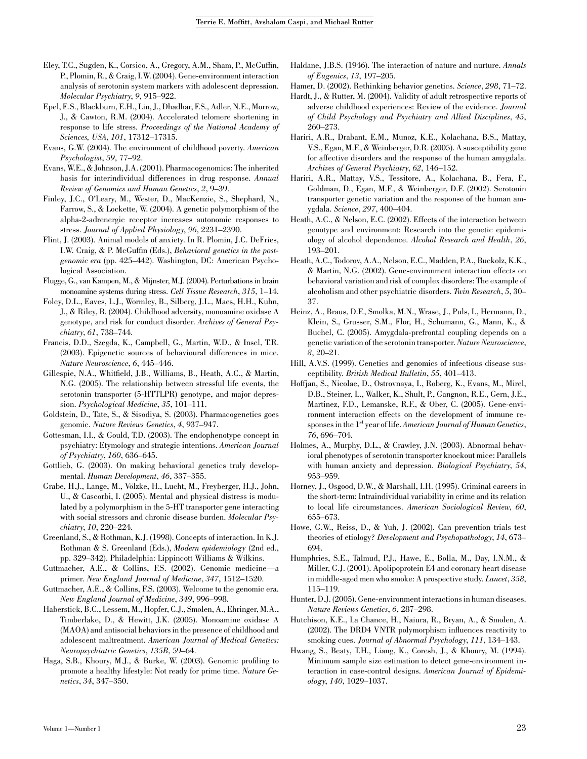Eley, T.C., Sugden, K., Corsico, A., Gregory, A.M., Sham, P., McGuffin, P., Plomin, R., & Craig, I.W. (2004). Gene-environment interaction analysis of serotonin system markers with adolescent depression. *Molecular Psychiatry*, *9*, 915–922.

Epel, E.S., Blackburn, E.H., Lin, J., Dhadhar, F.S., Adler, N.E., Morrow, J., & Cawton, R.M. (2004). Accelerated telomere shortening in response to life stress. *Proceedings of the National Academy of Sciences, USA*, *101*, 17312–17315.

Evans, G.W. (2004). The environment of childhood poverty. *American Psychologist*, *59*, 77–92.

Evans, W.E., & Johnson, J.A. (2001). Pharmacogenomics: The inherited basis for interindividual differences in drug response. *Annual Review of Genomics and Human Genetics*, *2*, 9–39.

Finley, J.C., O'Leary, M., Wester, D., MacKenzie, S., Shephard, N., Farrow, S., & Lockette, W. (2004). A genetic polymorphism of the alpha-2-adrenergic receptor increases autonomic responses to stress. *Journal of Applied Physiology*, *96*, 2231–2390.

Flint, J. (2003). Animal models of anxiety. In R. Plomin, J.C. DeFries, I.W. Craig, & P. McGuffin (Eds.), *Behavioral genetics in the postgenomic era* (pp. 425–442). Washington, DC: American Psychological Association.

Flugge, G., van Kampen, M., & Mijnster, M.J. (2004). Perturbations in brain monoamine systems during stress. *Cell Tissue Research*, *315*, 1–14.

Foley, D.L., Eaves, L.J., Wormley, B., Silberg, J.L., Maes, H.H., Kuhn, J., & Riley, B. (2004). Childhood adversity, monoamine oxidase A genotype, and risk for conduct disorder. *Archives of General Psychiatry*, *61*, 738–744.

Francis, D.D., Szegda, K., Campbell, G., Martin, W.D., & Insel, T.R. (2003). Epigenetic sources of behavioural differences in mice. *Nature Neuroscience*, *6*, 445–446.

Gillespie, N.A., Whitfield, J.B., Williams, B., Heath, A.C., & Martin, N.G. (2005). The relationship between stressful life events, the serotonin transporter (5-HTTLPR) genotype, and major depression. *Psychological Medicine*, *35*, 101–111.

Goldstein, D., Tate, S., & Sisodiya, S. (2003). Pharmacogenetics goes genomic. *Nature Reviews Genetics*, *4*, 937–947.

Gottesman, I.I., & Gould, T.D. (2003). The endophenotype concept in psychiatry: Etymology and strategic intentions. *American Journal of Psychiatry*, *160*, 636–645.

Gottlieb, G. (2003). On making behavioral genetics truly developmental. *Human Development*, *46*, 337–355.

Grabe, H.J., Lange, M., Völzke, H., Lucht, M., Freyberger, H.J., John, U., & Cascorbi, I. (2005). Mental and physical distress is modulated by a polymorphism in the 5-HT transporter gene interacting with social stressors and chronic disease burden. *Molecular Psychiatry*, *10*, 220–224.

Greenland, S., & Rothman, K.J. (1998). Concepts of interaction. In K.J. Rothman & S. Greenland (Eds.), *Modern epidemiology* (2nd ed., pp. 329–342). Philadelphia: Lippincott Williams & Wilkins.

Guttmacher, A.E., & Collins, F.S. (2002). Genomic medicine—a primer. *New England Journal of Medicine*, *347*, 1512–1520.

Guttmacher, A.E., & Collins, F.S. (2003). Welcome to the genomic era. *New England Journal of Medicine*, *349*, 996–998.

Haberstick, B.C., Lessem, M., Hopfer, C.J., Smolen, A., Ehringer, M.A., Timberlake, D., & Hewitt, J.K. (2005). Monoamine oxidase A (MAOA) and antisocial behaviors in the presence of childhood and adolescent maltreatment. *American Journal of Medical Genetics: Neuropsychiatric Genetics*, *135B*, 59–64.

Haga, S.B., Khoury, M.J., & Burke, W. (2003). Genomic profiling to promote a healthy lifestyle: Not ready for prime time. *Nature Genetics*, *34*, 347–350.

Haldane, J.B.S. (1946). The interaction of nature and nurture. *Annals of Eugenics*, *13*, 197–205.

Hamer, D. (2002). Rethinking behavior genetics. *Science*, *298*, 71–72.

Hardt, J., & Rutter, M. (2004). Validity of adult retrospective reports of adverse childhood experiences: Review of the evidence. *Journal of Child Psychology and Psychiatry and Allied Disciplines*, *45*, 260–273.

Hariri, A.R., Drabant, E.M., Munoz, K.E., Kolachana, B.S., Mattay, V.S., Egan, M.F., & Weinberger, D.R. (2005). A susceptibility gene for affective disorders and the response of the human amygdala. *Archives of General Psychiatry*, *62*, 146–152.

Hariri, A.R., Mattay, V.S., Tessitore, A., Kolachana, B., Fera, F., Goldman, D., Egan, M.F., & Weinberger, D.F. (2002). Serotonin transporter genetic variation and the response of the human amygdala. *Science*, *297*, 400–404.

Heath, A.C., & Nelson, E.C. (2002). Effects of the interaction between genotype and environment: Research into the genetic epidemiology of alcohol dependence. *Alcohol Research and Health*, *26*, 193–201.

Heath, A.C., Todorov, A.A., Nelson, E.C., Madden, P.A., Buckolz, K.K., & Martin, N.G. (2002). Gene-environment interaction effects on behavioral variation and risk of complex disorders: The example of alcoholism and other psychiatric disorders. *Twin Research*, *5*, 30–37.

Heinz, A., Braus, D.F., Smolka, M.N., Wrase, J., Puls, I., Hermann, D., Klein, S., Grusser, S.M., Flor, H., Schumann, G., Mann, K., & Buchel, C. (2005). Amygdala-prefrontal coupling depends on a genetic variation of the serotonin transporter. *Nature Neuroscience*, *8*, 20–21.

Hill, A.V.S. (1999). Genetics and genomics of infectious disease susceptibility. *British Medical Bulletin*, *55*, 401–413.

Hoffjan, S., Nicolae, D., Ostrovnaya, I., Roberg, K., Evans, M., Mirel, D.B., Steiner, L., Walker, K., Shult, P., Gangnon, R.E., Gern, J.E., Martinez, F.D., Lemanske, R.F., & Ober, C. (2005). Gene-environment interaction effects on the development of immune responses in the 1st year of life. *American Journal of Human Genetics*, *76*, 696–704.

Holmes, A., Murphy, D.L., & Crawley, J.N. (2003). Abnormal behavioral phenotypes of serotonin transporter knockout mice: Parallels with human anxiety and depression. *Biological Psychiatry*, *54*, 953–959.

Horney, J., Osgood, D.W., & Marshall, I.H. (1995). Criminal careers in the short-term: Intraindividual variability in crime and its relation to local life circumstances. *American Sociological Review*, *60*, 655–673.

Howe, G.W., Reiss, D., & Yuh, J. (2002). Can prevention trials test theories of etiology? *Development and Psychopathology*, *14*, 673–694.

Humphries, S.E., Talmud, P.J., Hawe, E., Bolla, M., Day, I.N.M., & Miller, G.J. (2001). Apolipoprotein E4 and coronary heart disease in middle-aged men who smoke: A prospective study. *Lancet*, *358*, 115–119.

Hunter, D.J. (2005). Gene-environment interactions in human diseases. *Nature Reviews Genetics*, *6*, 287–298.

Hutchison, K.E., La Chance, H., Naiura, R., Bryan, A., & Smolen, A. (2002). The DRD4 VNTR polymorphism influences reactivity to smoking cues. *Journal of Abnormal Psychology*, *111*, 134–143.

Hwang, S., Beaty, T.H., Liang, K., Coresh, J., & Khoury, M. (1994). Minimum sample size estimation to detect gene-environment interaction in case-control designs. *American Journal of Epidemiology*, *140*, 1029–1037.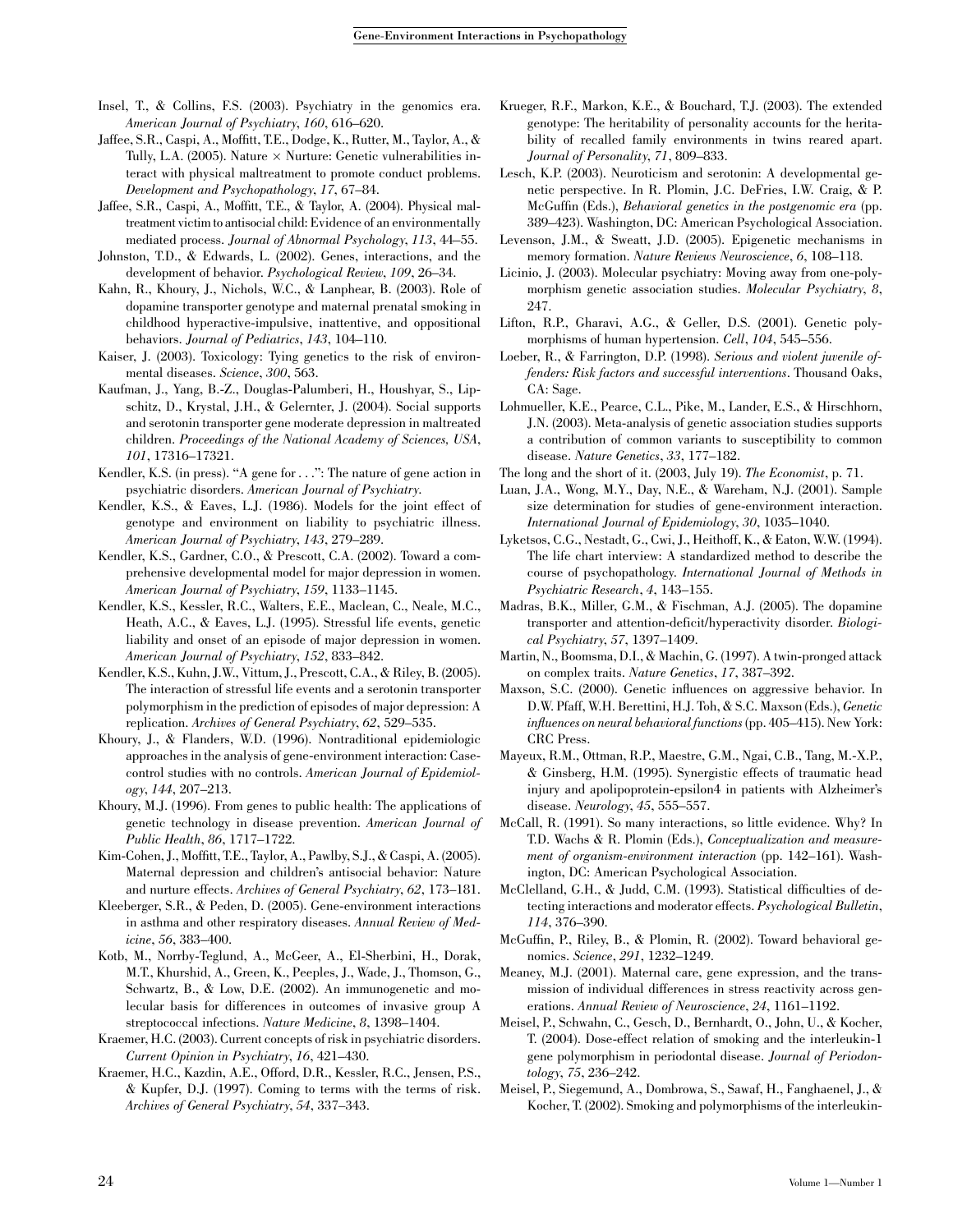Insel, T., & Collins, F.S. (2003). Psychiatry in the genomics era. *American Journal of Psychiatry*, *160*, 616–620.

Jaffee, S.R., Caspi, A., Moffitt, T.E., Dodge, K., Rutter, M., Taylor, A., & Tully, L.A. (2005). Nature × Nurture: Genetic vulnerabilities interact with physical maltreatment to promote conduct problems. *Development and Psychopathology*, *17*, 67–84.

Jaffee, S.R., Caspi, A., Moffitt, T.E., & Taylor, A. (2004). Physical maltreatment victim to antisocial child: Evidence of an environmentally mediated process. *Journal of Abnormal Psychology*, *113*, 44–55.

Johnston, T.D., & Edwards, L. (2002). Genes, interactions, and the development of behavior. *Psychological Review*, *109*, 26–34.

Kahn, R., Khoury, J., Nichols, W.C., & Lanphear, B. (2003). Role of dopamine transporter genotype and maternal prenatal smoking in childhood hyperactive-impulsive, inattentive, and oppositional behaviors. *Journal of Pediatrics*, *143*, 104–110.

Kaiser, J. (2003). Toxicology: Tying genetics to the risk of environmental diseases. *Science*, *300*, 563.

Kaufman, J., Yang, B.-Z., Douglas-Palumberi, H., Houshyar, S., Lipschitz, D., Krystal, J.H., & Gelernter, J. (2004). Social supports and serotonin transporter gene moderate depression in maltreated children. *Proceedings of the National Academy of Sciences, USA*, *101*, 17316–17321.

Kendler, K.S. (in press). "A gene for . . .": The nature of gene action in psychiatric disorders. *American Journal of Psychiatry*.

Kendler, K.S., & Eaves, L.J. (1986). Models for the joint effect of genotype and environment on liability to psychiatric illness. *American Journal of Psychiatry*, *143*, 279–289.

Kendler, K.S., Gardner, C.O., & Prescott, C.A. (2002). Toward a comprehensive developmental model for major depression in women. *American Journal of Psychiatry*, *159*, 1133–1145.

Kendler, K.S., Kessler, R.C., Walters, E.E., Maclean, C., Neale, M.C., Heath, A.C., & Eaves, L.J. (1995). Stressful life events, genetic liability and onset of an episode of major depression in women. *American Journal of Psychiatry*, *152*, 833–842.

Kendler, K.S., Kuhn, J.W., Vittum, J., Prescott, C.A., & Riley, B. (2005). The interaction of stressful life events and a serotonin transporter polymorphism in the prediction of episodes of major depression: A replication. *Archives of General Psychiatry*, *62*, 529–535.

Khoury, J., & Flanders, W.D. (1996). Nontraditional epidemiologic approaches in the analysis of gene-environment interaction: Case-control studies with no controls. *American Journal of Epidemiology*, *144*, 207–213.

Khoury, M.J. (1996). From genes to public health: The applications of genetic technology in disease prevention. *American Journal of Public Health*, *86*, 1717–1722.

Kim-Cohen, J., Moffitt, T.E., Taylor, A., Pawlby, S.J., & Caspi, A. (2005). Maternal depression and children's antisocial behavior: Nature and nurture effects. *Archives of General Psychiatry*, *62*, 173–181.

Kleeberger, S.R., & Peden, D. (2005). Gene-environment interactions in asthma and other respiratory diseases. *Annual Review of Medicine*, *56*, 383–400.

Kotb, M., Norrby-Teglund, A., McGeer, A., El-Sherbini, H., Dorak, M.T., Khurshid, A., Green, K., Peeples, J., Wade, J., Thomson, G., Schwartz, B., & Low, D.E. (2002). An immunogenetic and molecular basis for differences in outcomes of invasive group A streptococcal infections. *Nature Medicine*, *8*, 1398–1404.

Kraemer, H.C. (2003). Current concepts of risk in psychiatric disorders. *Current Opinion in Psychiatry*, *16*, 421–430.

Kraemer, H.C., Kazdin, A.E., Offord, D.R., Kessler, R.C., Jensen, P.S., & Kupfer, D.J. (1997). Coming to terms with the terms of risk. *Archives of General Psychiatry*, *54*, 337–343.

Krueger, R.F., Markon, K.E., & Bouchard, T.J. (2003). The extended genotype: The heritability of personality accounts for the heritability of recalled family environments in twins reared apart. *Journal of Personality*, *71*, 809–833.

Lesch, K.P. (2003). Neuroticism and serotonin: A developmental genetic perspective. In R. Plomin, J.C. DeFries, I.W. Craig, & P. McGuffin (Eds.), *Behavioral genetics in the postgenomic era* (pp. 389–423). Washington, DC: American Psychological Association.

Levenson, J.M., & Sweatt, J.D. (2005). Epigenetic mechanisms in memory formation. *Nature Reviews Neuroscience*, *6*, 108–118.

Licinio, J. (2003). Molecular psychiatry: Moving away from one-polymorphism genetic association studies. *Molecular Psychiatry*, *8*, 247.

Lifton, R.P., Gharavi, A.G., & Geller, D.S. (2001). Genetic polymorphisms of human hypertension. *Cell*, *104*, 545–556.

Loeber, R., & Farrington, D.P. (1998). *Serious and violent juvenile offenders: Risk factors and successful interventions*. Thousand Oaks, CA: Sage.

Lohmueller, K.E., Pearce, C.L., Pike, M., Lander, E.S., & Hirschhorn, J.N. (2003). Meta-analysis of genetic association studies supports a contribution of common variants to susceptibility to common disease. *Nature Genetics*, *33*, 177–182.

The long and the short of it. (2003, July 19). *The Economist*, p. 71.

Luan, J.A., Wong, M.Y., Day, N.E., & Wareham, N.J. (2001). Sample size determination for studies of gene-environment interaction. *International Journal of Epidemiology*, *30*, 1035–1040.

Lyketsos, C.G., Nestadt, G., Cwi, J., Heithoff, K., & Eaton, W.W. (1994). The life chart interview: A standardized method to describe the course of psychopathology. *International Journal of Methods in Psychiatric Research*, *4*, 143–155.

Madras, B.K., Miller, G.M., & Fischman, A.J. (2005). The dopamine transporter and attention-deficit/hyperactivity disorder. *Biological Psychiatry*, *57*, 1397–1409.

Martin, N., Boomsma, D.I., & Machin, G. (1997). A twin-pronged attack on complex traits. *Nature Genetics*, *17*, 387–392.

Maxson, S.C. (2000). Genetic influences on aggressive behavior. In D.W. Pfaff, W.H. Berettini, H.J. Toh, & S.C. Maxson (Eds.), *Genetic influences on neural behavioral functions* (pp. 405–415). New York: CRC Press.

Mayeux, R.M., Ottman, R.P., Maestre, G.M., Ngai, C.B., Tang, M.-X.P., & Ginsberg, H.M. (1995). Synergistic effects of traumatic head injury and apolipoprotein-epsilon4 in patients with Alzheimer's disease. *Neurology*, *45*, 555–557.

McCall, R. (1991). So many interactions, so little evidence. Why? In T.D. Wachs & R. Plomin (Eds.), *Conceptualization and measurement of organism-environment interaction* (pp. 142–161). Washington, DC: American Psychological Association.

McClelland, G.H., & Judd, C.M. (1993). Statistical difficulties of detecting interactions and moderator effects. *Psychological Bulletin*, *114*, 376–390.

McGuffin, P., Riley, B., & Plomin, R. (2002). Toward behavioral genomics. *Science*, *291*, 1232–1249.

Meaney, M.J. (2001). Maternal care, gene expression, and the transmission of individual differences in stress reactivity across generations. *Annual Review of Neuroscience*, *24*, 1161–1192.

Meisel, P., Schwahn, C., Gesch, D., Bernhardt, O., John, U., & Kocher, T. (2004). Dose-effect relation of smoking and the interleukin-1 gene polymorphism in periodontal disease. *Journal of Periodontology*, *75*, 236–242.

Meisel, P., Siegemund, A., Dombrowa, S., Sawaf, H., Fanghaenel, J., & Kocher, T. (2002). Smoking and polymorphisms of the interleukin-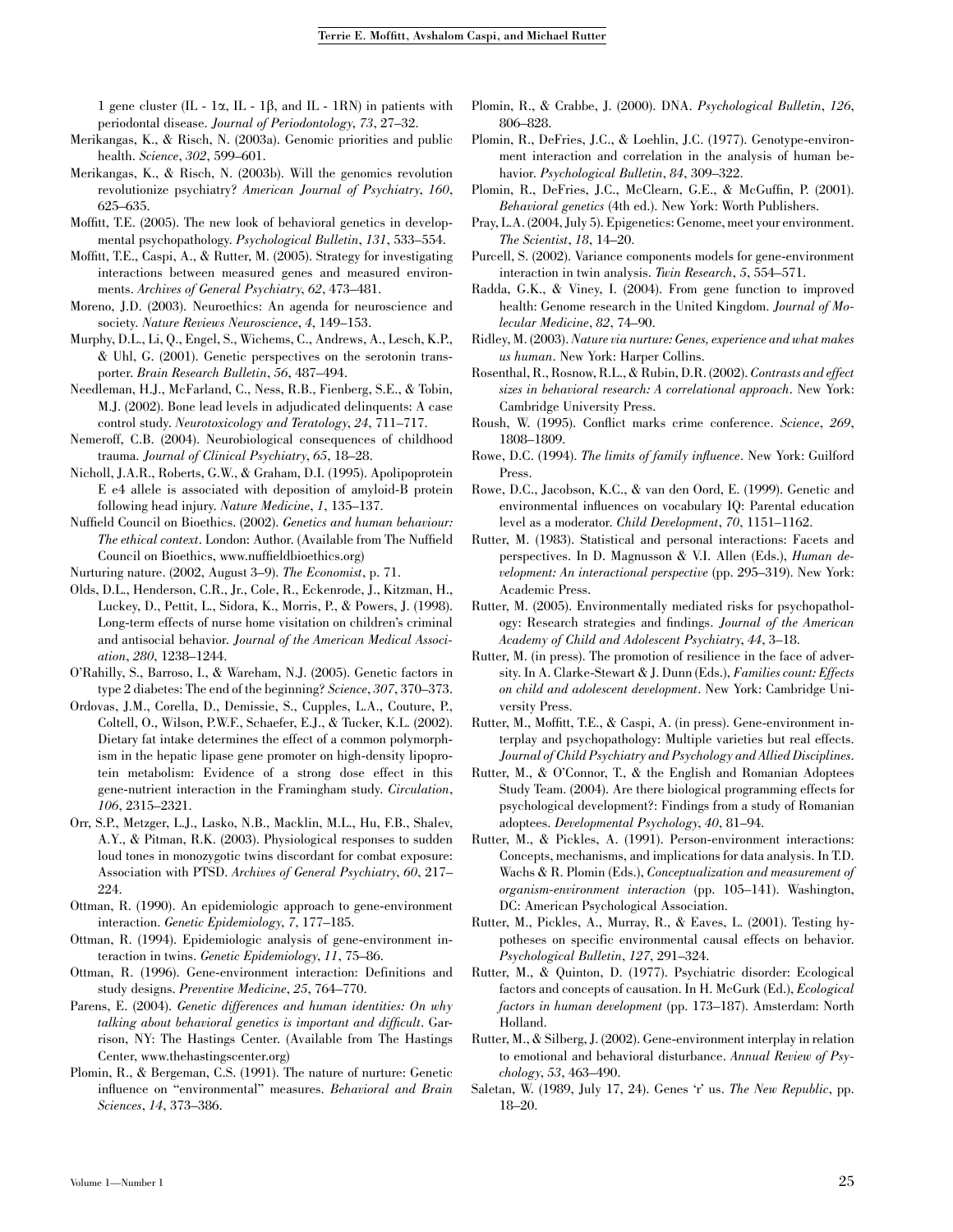1 gene cluster (IL - 1α, IL - 1β, and IL - 1RN) in patients with periodontal disease. *Journal of Periodontology*, *73*, 27–32.

Merikangas, K., & Risch, N. (2003a). Genomic priorities and public health. *Science*, *302*, 599–601.

Merikangas, K., & Risch, N. (2003b). Will the genomics revolution revolutionize psychiatry? *American Journal of Psychiatry*, *160*, 625–635.

Moffitt, T.E. (2005). The new look of behavioral genetics in developmental psychopathology. *Psychological Bulletin*, *131*, 533–554.

Moffitt, T.E., Caspi, A., & Rutter, M. (2005). Strategy for investigating interactions between measured genes and measured environments. *Archives of General Psychiatry*, *62*, 473–481.

Moreno, J.D. (2003). Neuroethics: An agenda for neuroscience and society. *Nature Reviews Neuroscience*, *4*, 149–153.

Murphy, D.L., Li, Q., Engel, S., Wichems, C., Andrews, A., Lesch, K.P., & Uhl, G. (2001). Genetic perspectives on the serotonin transporter. *Brain Research Bulletin*, *56*, 487–494.

Needleman, H.J., McFarland, C., Ness, R.B., Fienberg, S.E., & Tobin, M.J. (2002). Bone lead levels in adjudicated delinquents: A case control study. *Neurotoxicology and Teratology*, *24*, 711–717.

Nemeroff, C.B. (2004). Neurobiological consequences of childhood trauma. *Journal of Clinical Psychiatry*, *65*, 18–28.

Nicholl, J.A.R., Roberts, G.W., & Graham, D.I. (1995). Apolipoprotein E e4 allele is associated with deposition of amyloid-B protein following head injury. *Nature Medicine*, *1*, 135–137.

Nuffield Council on Bioethics. (2002). *Genetics and human behaviour: The ethical context*. London: Author. (Available from The Nuffield Council on Bioethics, www.nuffieldbioethics.org)

Nurturing nature. (2002, August 3–9). *The Economist*, p. 71.

Olds, D.L., Henderson, C.R., Jr., Cole, R., Eckenrode, J., Kitzman, H., Luckey, D., Pettit, L., Sidora, K., Morris, P., & Powers, J. (1998). Long-term effects of nurse home visitation on children's criminal and antisocial behavior. *Journal of the American Medical Association*, *280*, 1238–1244.

O'Rahilly, S., Barroso, I., & Wareham, N.J. (2005). Genetic factors in type 2 diabetes: The end of the beginning? *Science*, *307*, 370–373.

Ordovas, J.M., Corella, D., Demissie, S., Cupples, L.A., Couture, P., Coltell, O., Wilson, P.W.F., Schaefer, E.J., & Tucker, K.L. (2002). Dietary fat intake determines the effect of a common polymorphism in the hepatic lipase gene promoter on high-density lipoprotein metabolism: Evidence of a strong dose effect in this gene-nutrient interaction in the Framingham study. *Circulation*, *106*, 2315–2321.

Orr, S.P., Metzger, L.J., Lasko, N.B., Macklin, M.L., Hu, F.B., Shalev, A.Y., & Pitman, R.K. (2003). Physiological responses to sudden loud tones in monozygotic twins discordant for combat exposure: Association with PTSD. *Archives of General Psychiatry*, *60*, 217–224.

Ottman, R. (1990). An epidemiologic approach to gene-environment interaction. *Genetic Epidemiology*, *7*, 177–185.

Ottman, R. (1994). Epidemiologic analysis of gene-environment interaction in twins. *Genetic Epidemiology*, *11*, 75–86.

Ottman, R. (1996). Gene-environment interaction: Definitions and study designs. *Preventive Medicine*, *25*, 764–770.

Parens, E. (2004). *Genetic differences and human identities: On why talking about behavioral genetics is important and difficult*. Garrison, NY: The Hastings Center. (Available from The Hastings Center, www.thehastingscenter.org)

Plomin, R., & Bergeman, C.S. (1991). The nature of nurture: Genetic influence on "environmental" measures. *Behavioral and Brain Sciences*, *14*, 373–386.

Plomin, R., & Crabbe, J. (2000). DNA. *Psychological Bulletin*, *126*, 806–828.

Plomin, R., DeFries, J.C., & Loehlin, J.C. (1977). Genotype-environment interaction and correlation in the analysis of human behavior. *Psychological Bulletin*, *84*, 309–322.

Plomin, R., DeFries, J.C., McClearn, G.E., & McGuffin, P. (2001). *Behavioral genetics* (4th ed.). New York: Worth Publishers.

Pray, L.A. (2004, July 5). Epigenetics: Genome, meet your environment. *The Scientist*, *18*, 14–20.

Purcell, S. (2002). Variance components models for gene-environment interaction in twin analysis. *Twin Research*, *5*, 554–571.

Radda, G.K., & Viney, I. (2004). From gene function to improved health: Genome research in the United Kingdom. *Journal of Molecular Medicine*, *82*, 74–90.

Ridley, M. (2003). *Nature via nurture: Genes, experience and what makes us human*. New York: Harper Collins.

Rosenthal, R., Rosnow, R.L., & Rubin, D.R. (2002). *Contrasts and effect sizes in behavioral research: A correlational approach*. New York: Cambridge University Press.

Roush, W. (1995). Conflict marks crime conference. *Science*, *269*, 1808–1809.

Rowe, D.C. (1994). *The limits of family influence*. New York: Guilford Press.

Rowe, D.C., Jacobson, K.C., & van den Oord, E. (1999). Genetic and environmental influences on vocabulary IQ: Parental education level as a moderator. *Child Development*, *70*, 1151–1162.

Rutter, M. (1983). Statistical and personal interactions: Facets and perspectives. In D. Magnusson & V.I. Allen (Eds.), *Human development: An interactional perspective* (pp. 295–319). New York: Academic Press.

Rutter, M. (2005). Environmentally mediated risks for psychopathology: Research strategies and findings. *Journal of the American Academy of Child and Adolescent Psychiatry*, *44*, 3–18.

Rutter, M. (in press). The promotion of resilience in the face of adversity. In A. Clarke-Stewart & J. Dunn (Eds.), *Families count: Effects on child and adolescent development*. New York: Cambridge University Press.

Rutter, M., Moffitt, T.E., & Caspi, A. (in press). Gene-environment interplay and psychopathology: Multiple varieties but real effects. *Journal of Child Psychiatry and Psychology and Allied Disciplines*.

Rutter, M., & O'Connor, T., & the English and Romanian Adoptees Study Team. (2004). Are there biological programming effects for psychological development?: Findings from a study of Romanian adoptees. *Developmental Psychology*, *40*, 81–94.

Rutter, M., & Pickles, A. (1991). Person-environment interactions: Concepts, mechanisms, and implications for data analysis. In T.D. Wachs & R. Plomin (Eds.), *Conceptualization and measurement of organism-environment interaction* (pp. 105–141). Washington, DC: American Psychological Association.

Rutter, M., Pickles, A., Murray, R., & Eaves, L. (2001). Testing hypotheses on specific environmental causal effects on behavior. *Psychological Bulletin*, *127*, 291–324.

Rutter, M., & Quinton, D. (1977). Psychiatric disorder: Ecological factors and concepts of causation. In H. McGurk (Ed.), *Ecological factors in human development* (pp. 173–187). Amsterdam: North Holland.

Rutter, M., & Silberg, J. (2002). Gene-environment interplay in relation to emotional and behavioral disturbance. *Annual Review of Psychology*, *53*, 463–490.

Saletan, W. (1989, July 17, 24). Genes 'r' us. *The New Republic*, pp. 18–20.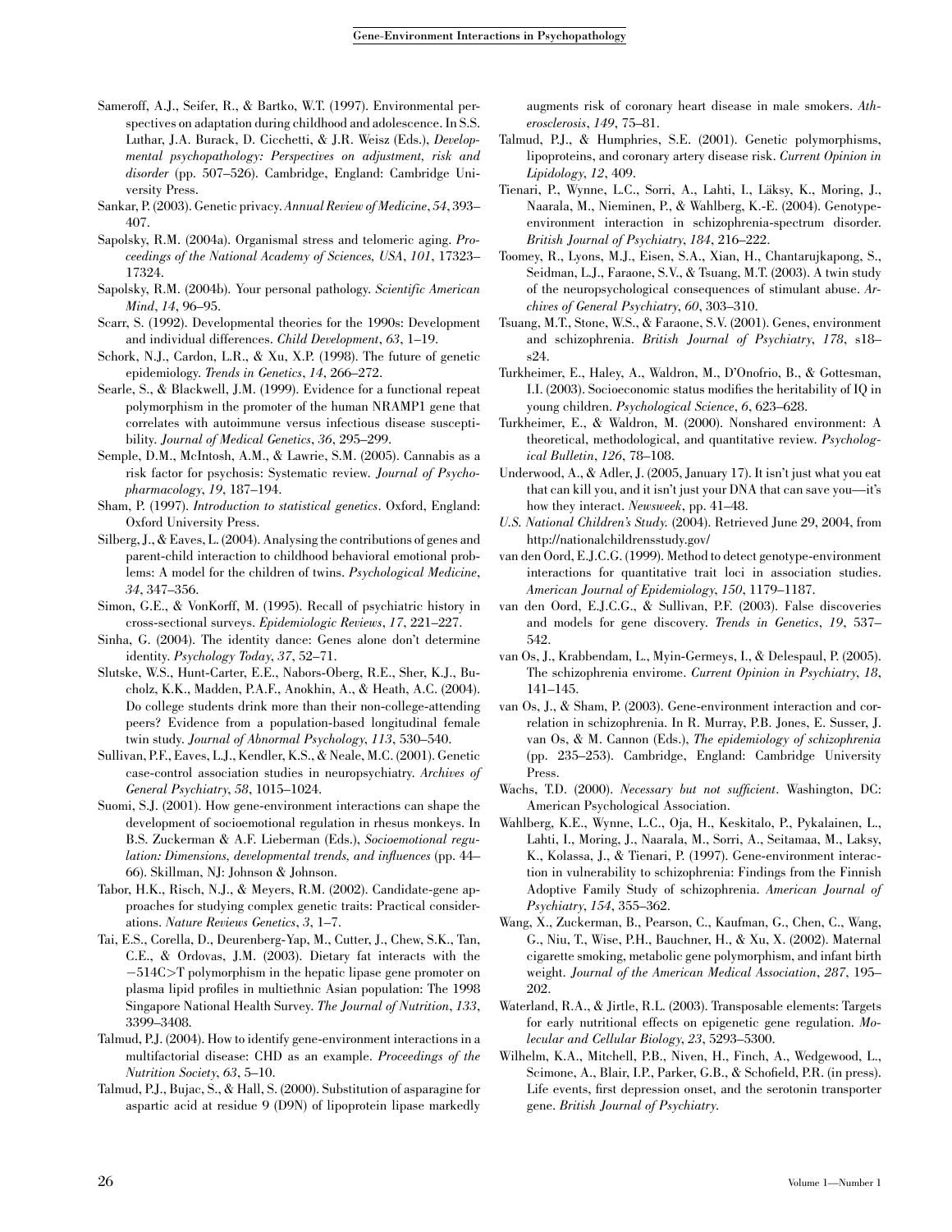Sameroff, A.J., Seifer, R., & Bartko, W.T. (1997). Environmental perspectives on adaptation during childhood and adolescence. In S.S. Luthar, J.A. Burack, D. Cicchetti, & J.R. Weisz (Eds.), *Developmental psychopathology: Perspectives on adjustment, risk and disorder* (pp. 507–526). Cambridge, England: Cambridge University Press.

Sankar, P. (2003). Genetic privacy. *Annual Review of Medicine*, *54*, 393–407.

Sapolsky, R.M. (2004a). Organismal stress and telomeric aging. *Proceedings of the National Academy of Sciences, USA*, *101*, 17323–17324.

Sapolsky, R.M. (2004b). Your personal pathology. *Scientific American Mind*, *14*, 96–95.

Scarr, S. (1992). Developmental theories for the 1990s: Development and individual differences. *Child Development*, *63*, 1–19.

Schork, N.J., Cardon, L.R., & Xu, X.P. (1998). The future of genetic epidemiology. *Trends in Genetics*, *14*, 266–272.

Searle, S., & Blackwell, J.M. (1999). Evidence for a functional repeat polymorphism in the promoter of the human NRAMP1 gene that correlates with autoimmune versus infectious disease susceptibility. *Journal of Medical Genetics*, *36*, 295–299.

Semple, D.M., McIntosh, A.M., & Lawrie, S.M. (2005). Cannabis as a risk factor for psychosis: Systematic review. *Journal of Psychopharmacology*, *19*, 187–194.

Sham, P. (1997). *Introduction to statistical genetics*. Oxford, England: Oxford University Press.

Silberg, J., & Eaves, L. (2004). Analysing the contributions of genes and parent-child interaction to childhood behavioral emotional problems: A model for the children of twins. *Psychological Medicine*, *34*, 347–356.

Simon, G.E., & VonKorff, M. (1995). Recall of psychiatric history in cross-sectional surveys. *Epidemiologic Reviews*, *17*, 221–227.

Sinha, G. (2004). The identity dance: Genes alone don't determine identity. *Psychology Today*, *37*, 52–71.

Slutske, W.S., Hunt-Carter, E.E., Nabors-Oberg, R.E., Sher, K.J., Bucholz, K.K., Madden, P.A.F., Anokhin, A., & Heath, A.C. (2004). Do college students drink more than their non-college-attending peers? Evidence from a population-based longitudinal female twin study. *Journal of Abnormal Psychology*, *113*, 530–540.

Sullivan, P.F., Eaves, L.J., Kendler, K.S., & Neale, M.C. (2001). Genetic case-control association studies in neuropsychiatry. *Archives of General Psychiatry*, *58*, 1015–1024.

Suomi, S.J. (2001). How gene-environment interactions can shape the development of socioemotional regulation in rhesus monkeys. In B.S. Zuckerman & A.F. Lieberman (Eds.), *Socioemotional regulation: Dimensions, developmental trends, and influences* (pp. 44–66). Skillman, NJ: Johnson & Johnson.

Tabor, H.K., Risch, N.J., & Meyers, R.M. (2002). Candidate-gene approaches for studying complex genetic traits: Practical considerations. *Nature Reviews Genetics*, *3*, 1–7.

Tai, E.S., Corella, D., Deurenberg-Yap, M., Cutter, J., Chew, S.K., Tan, C.E., & Ordovas, J.M. (2003). Dietary fat interacts with the −514C>T polymorphism in the hepatic lipase gene promoter on plasma lipid profiles in multiethnic Asian population: The 1998 Singapore National Health Survey. *The Journal of Nutrition*, *133*, 3399–3408.

Talmud, P.J. (2004). How to identify gene-environment interactions in a multifactorial disease: CHD as an example. *Proceedings of the Nutrition Society*, *63*, 5–10.

Talmud, P.J., Bujac, S., & Hall, S. (2000). Substitution of asparagine for aspartic acid at residue 9 (D9N) of lipoprotein lipase markedly augments risk of coronary heart disease in male smokers. *Atherosclerosis*, *149*, 75–81.

Talmud, P.J., & Humphries, S.E. (2001). Genetic polymorphisms, lipoproteins, and coronary artery disease risk. *Current Opinion in Lipidology*, *12*, 409.

Tienari, P., Wynne, L.C., Sorri, A., Lahti, I., Läksy, K., Moring, J., Naarala, M., Nieminen, P., & Wahlberg, K.-E. (2004). Genotype-environment interaction in schizophrenia-spectrum disorder. *British Journal of Psychiatry*, *184*, 216–222.

Toomey, R., Lyons, M.J., Eisen, S.A., Xian, H., Chantarujkapong, S., Seidman, L.J., Faraone, S.V., & Tsuang, M.T. (2003). A twin study of the neuropsychological consequences of stimulant abuse. *Archives of General Psychiatry*, *60*, 303–310.

Tsuang, M.T., Stone, W.S., & Faraone, S.V. (2001). Genes, environment and schizophrenia. *British Journal of Psychiatry*, *178*, s18–s24.

Turkheimer, E., Haley, A., Waldron, M., D'Onofrio, B., & Gottesman, I.I. (2003). Socioeconomic status modifies the heritability of IQ in young children. *Psychological Science*, *6*, 623–628.

Turkheimer, E., & Waldron, M. (2000). Nonshared environment: A theoretical, methodological, and quantitative review. *Psychological Bulletin*, *126*, 78–108.

Underwood, A., & Adler, J. (2005, January 17). It isn't just what you eat that can kill you, and it isn't just your DNA that can save you—it's how they interact. *Newsweek*, pp. 41–48.

*U.S. National Children's Study.* (2004). Retrieved June 29, 2004, from http://nationalchildrensstudy.gov/

van den Oord, E.J.C.G. (1999). Method to detect genotype-environment interactions for quantitative trait loci in association studies. *American Journal of Epidemiology*, *150*, 1179–1187.

van den Oord, E.J.C.G., & Sullivan, P.F. (2003). False discoveries and models for gene discovery. *Trends in Genetics*, *19*, 537–542.

van Os, J., Krabbendam, L., Myin-Germeys, I., & Delespaul, P. (2005). The schizophrenia envirome. *Current Opinion in Psychiatry*, *18*, 141–145.

van Os, J., & Sham, P. (2003). Gene-environment interaction and correlation in schizophrenia. In R. Murray, P.B. Jones, E. Susser, J. van Os, & M. Cannon (Eds.), *The epidemiology of schizophrenia* (pp. 235–253). Cambridge, England: Cambridge University Press.

Wachs, T.D. (2000). *Necessary but not sufficient*. Washington, DC: American Psychological Association.

Wahlberg, K.E., Wynne, L.C., Oja, H., Keskitalo, P., Pykalainen, L., Lahti, I., Moring, J., Naarala, M., Sorri, A., Seitamaa, M., Laksy, K., Kolassa, J., & Tienari, P. (1997). Gene-environment interaction in vulnerability to schizophrenia: Findings from the Finnish Adoptive Family Study of schizophrenia. *American Journal of Psychiatry*, *154*, 355–362.

Wang, X., Zuckerman, B., Pearson, C., Kaufman, G., Chen, C., Wang, G., Niu, T., Wise, P.H., Bauchner, H., & Xu, X. (2002). Maternal cigarette smoking, metabolic gene polymorphism, and infant birth weight. *Journal of the American Medical Association*, *287*, 195–202.

Waterland, R.A., & Jirtle, R.L. (2003). Transposable elements: Targets for early nutritional effects on epigenetic gene regulation. *Molecular and Cellular Biology*, *23*, 5293–5300.

Wilhelm, K.A., Mitchell, P.B., Niven, H., Finch, A., Wedgewood, L., Scimone, A., Blair, I.P., Parker, G.B., & Schofield, P.R. (in press). Life events, first depression onset, and the serotonin transporter gene. *British Journal of Psychiatry*.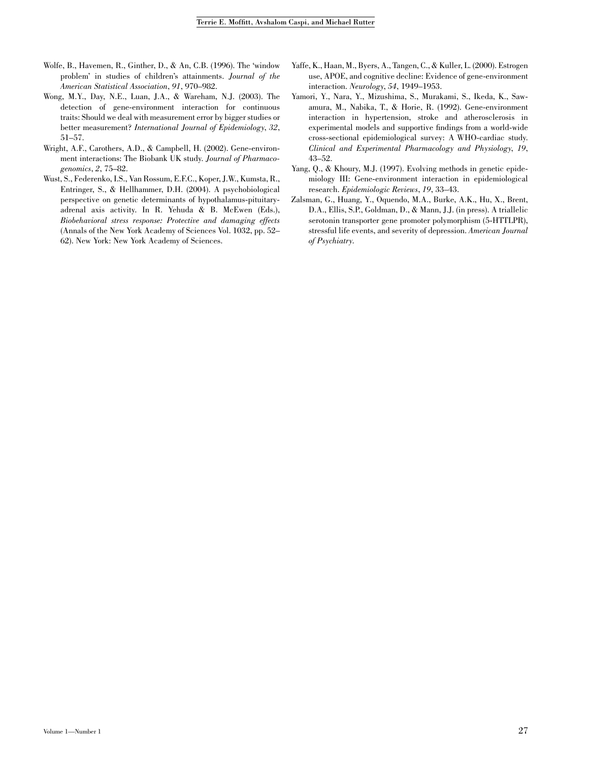Wolfe, B., Havemen, R., Ginther, D., & An, C.B. (1996). The 'window problem' in studies of children's attainments. *Journal of the American Statistical Association*, *91*, 970–982.

Wong, M.Y., Day, N.E., Luan, J.A., & Wareham, N.J. (2003). The detection of gene-environment interaction for continuous traits: Should we deal with measurement error by bigger studies or better measurement? *International Journal of Epidemiology*, *32*, 51–57.

Wright, A.F., Carothers, A.D., & Campbell, H. (2002). Gene-environment interactions: The Biobank UK study. *Journal of Pharmacogenomics*, *2*, 75–82.

Wust, S., Federenko, I.S., Van Rossum, E.F.C., Koper, J.W., Kumsta, R., Entringer, S., & Hellhammer, D.H. (2004). A psychobiological perspective on genetic determinants of hypothalamus-pituitary-adrenal axis activity. In R. Yehuda & B. McEwen (Eds.), *Biobehavioral stress response: Protective and damaging effects* (Annals of the New York Academy of Sciences Vol. 1032, pp. 52–62). New York: New York Academy of Sciences.

Yaffe, K., Haan, M., Byers, A., Tangen, C., & Kuller, L. (2000). Estrogen use, APOE, and cognitive decline: Evidence of gene-environment interaction. *Neurology*, *54*, 1949–1953.

Yamori, Y., Nara, Y., Mizushima, S., Murakami, S., Ikeda, K., Sawamura, M., Nabika, T., & Horie, R. (1992). Gene-environment interaction in hypertension, stroke and atherosclerosis in experimental models and supportive findings from a world-wide cross-sectional epidemiological survey: A WHO-cardiac study. *Clinical and Experimental Pharmacology and Physiology*, *19*, 43–52.

Yang, Q., & Khoury, M.J. (1997). Evolving methods in genetic epidemiology III: Gene-environment interaction in epidemiological research. *Epidemiologic Reviews*, *19*, 33–43.

Zalsman, G., Huang, Y., Oquendo, M.A., Burke, A.K., Hu, X., Brent, D.A., Ellis, S.P., Goldman, D., & Mann, J.J. (in press). A triallelic serotonin transporter gene promoter polymorphism (5-HTTLPR), stressful life events, and severity of depression. *American Journal of Psychiatry*.